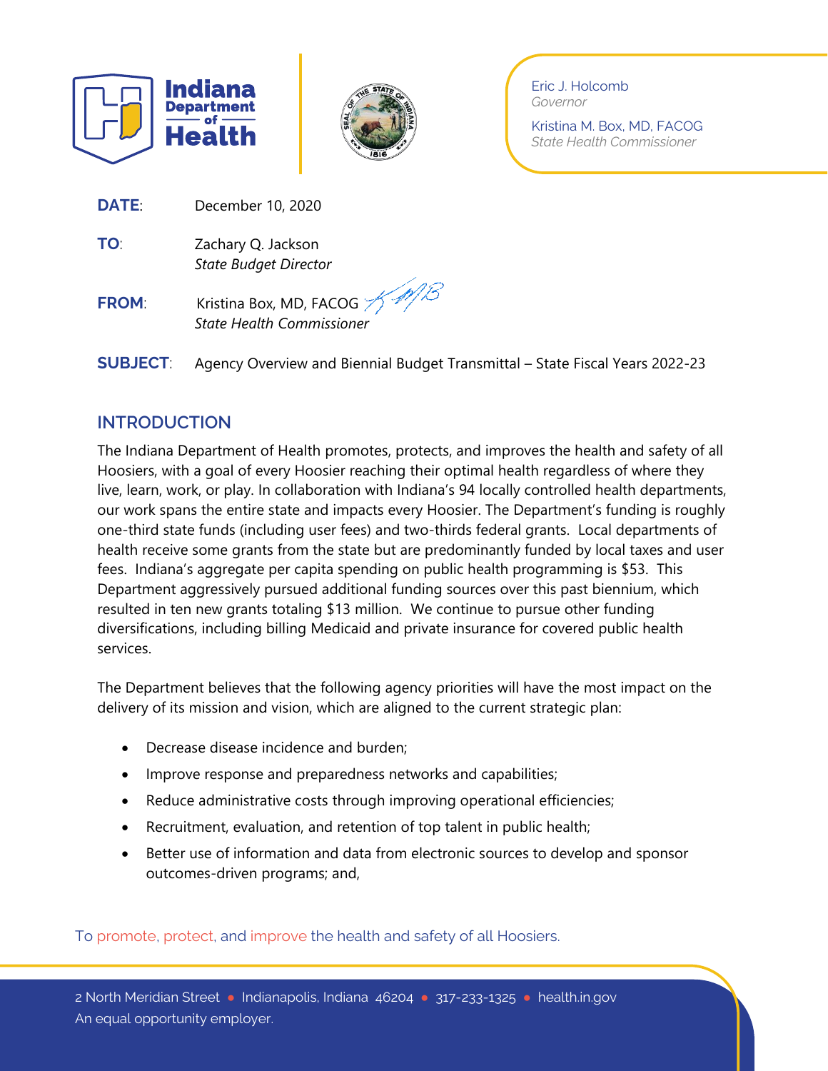Indiana Department of Health

Eric J. Holcomb
*Governor*

Kristina M. Box, MD, FACOG
*State Health Commissioner*

**DATE**: December 10, 2020

**TO**: Zachary Q. Jackson
*State Budget Director*

**FROM**: Kristina Box, MD, FACOG
*State Health Commissioner*

**SUBJECT**: Agency Overview and Biennial Budget Transmittal – State Fiscal Years 2022-23

## INTRODUCTION

The Indiana Department of Health promotes, protects, and improves the health and safety of all Hoosiers, with a goal of every Hoosier reaching their optimal health regardless of where they live, learn, work, or play. In collaboration with Indiana's 94 locally controlled health departments, our work spans the entire state and impacts every Hoosier. The Department's funding is roughly one-third state funds (including user fees) and two-thirds federal grants. Local departments of health receive some grants from the state but are predominantly funded by local taxes and user fees. Indiana's aggregate per capita spending on public health programming is $53. This Department aggressively pursued additional funding sources over this past biennium, which resulted in ten new grants totaling $13 million. We continue to pursue other funding diversifications, including billing Medicaid and private insurance for covered public health services.

The Department believes that the following agency priorities will have the most impact on the delivery of its mission and vision, which are aligned to the current strategic plan:

- Decrease disease incidence and burden;
- Improve response and preparedness networks and capabilities;
- Reduce administrative costs through improving operational efficiencies;
- Recruitment, evaluation, and retention of top talent in public health;
- Better use of information and data from electronic sources to develop and sponsor outcomes-driven programs; and,

To promote, protect, and improve the health and safety of all Hoosiers.

2 North Meridian Street • Indianapolis, Indiana 46204 • 317-233-1325 • health.in.gov
An equal opportunity employer.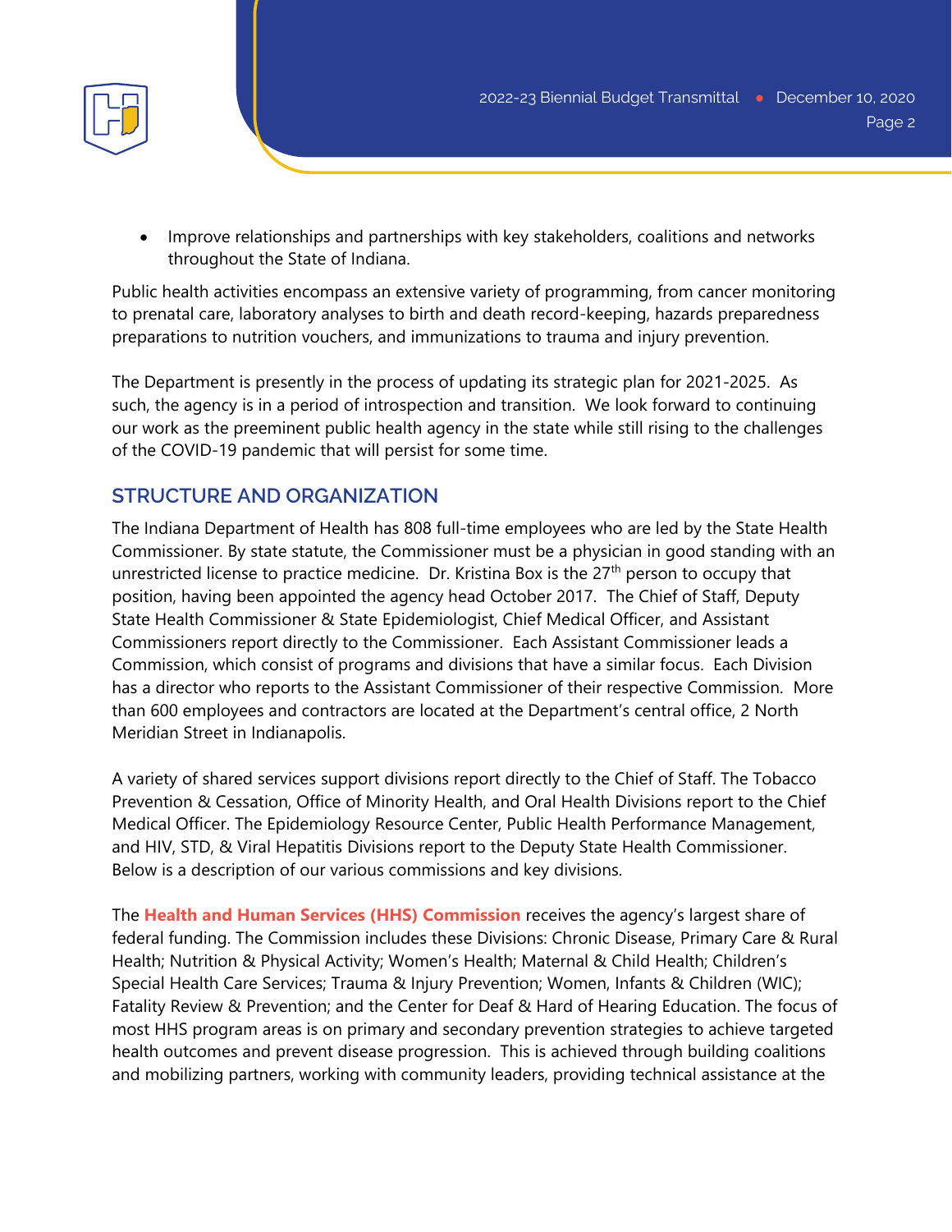- Improve relationships and partnerships with key stakeholders, coalitions and networks throughout the State of Indiana.

Public health activities encompass an extensive variety of programming, from cancer monitoring to prenatal care, laboratory analyses to birth and death record-keeping, hazards preparedness preparations to nutrition vouchers, and immunizations to trauma and injury prevention.

The Department is presently in the process of updating its strategic plan for 2021-2025. As such, the agency is in a period of introspection and transition. We look forward to continuing our work as the preeminent public health agency in the state while still rising to the challenges of the COVID-19 pandemic that will persist for some time.

## STRUCTURE AND ORGANIZATION

The Indiana Department of Health has 808 full-time employees who are led by the State Health Commissioner. By state statute, the Commissioner must be a physician in good standing with an unrestricted license to practice medicine. Dr. Kristina Box is the 27th person to occupy that position, having been appointed the agency head October 2017. The Chief of Staff, Deputy State Health Commissioner & State Epidemiologist, Chief Medical Officer, and Assistant Commissioners report directly to the Commissioner. Each Assistant Commissioner leads a Commission, which consist of programs and divisions that have a similar focus. Each Division has a director who reports to the Assistant Commissioner of their respective Commission. More than 600 employees and contractors are located at the Department's central office, 2 North Meridian Street in Indianapolis.

A variety of shared services support divisions report directly to the Chief of Staff. The Tobacco Prevention & Cessation, Office of Minority Health, and Oral Health Divisions report to the Chief Medical Officer. The Epidemiology Resource Center, Public Health Performance Management, and HIV, STD, & Viral Hepatitis Divisions report to the Deputy State Health Commissioner. Below is a description of our various commissions and key divisions.

The **Health and Human Services (HHS) Commission** receives the agency's largest share of federal funding. The Commission includes these Divisions: Chronic Disease, Primary Care & Rural Health; Nutrition & Physical Activity; Women's Health; Maternal & Child Health; Children's Special Health Care Services; Trauma & Injury Prevention; Women, Infants & Children (WIC); Fatality Review & Prevention; and the Center for Deaf & Hard of Hearing Education. The focus of most HHS program areas is on primary and secondary prevention strategies to achieve targeted health outcomes and prevent disease progression. This is achieved through building coalitions and mobilizing partners, working with community leaders, providing technical assistance at the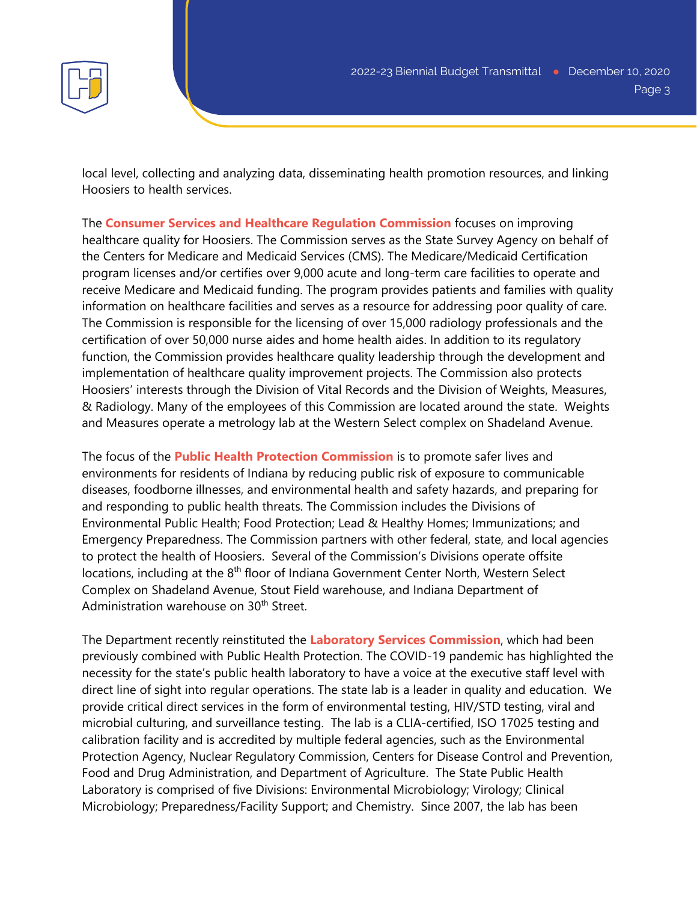local level, collecting and analyzing data, disseminating health promotion resources, and linking Hoosiers to health services.

The **Consumer Services and Healthcare Regulation Commission** focuses on improving healthcare quality for Hoosiers. The Commission serves as the State Survey Agency on behalf of the Centers for Medicare and Medicaid Services (CMS). The Medicare/Medicaid Certification program licenses and/or certifies over 9,000 acute and long-term care facilities to operate and receive Medicare and Medicaid funding. The program provides patients and families with quality information on healthcare facilities and serves as a resource for addressing poor quality of care. The Commission is responsible for the licensing of over 15,000 radiology professionals and the certification of over 50,000 nurse aides and home health aides. In addition to its regulatory function, the Commission provides healthcare quality leadership through the development and implementation of healthcare quality improvement projects. The Commission also protects Hoosiers' interests through the Division of Vital Records and the Division of Weights, Measures, & Radiology. Many of the employees of this Commission are located around the state. Weights and Measures operate a metrology lab at the Western Select complex on Shadeland Avenue.

The focus of the **Public Health Protection Commission** is to promote safer lives and environments for residents of Indiana by reducing public risk of exposure to communicable diseases, foodborne illnesses, and environmental health and safety hazards, and preparing for and responding to public health threats. The Commission includes the Divisions of Environmental Public Health; Food Protection; Lead & Healthy Homes; Immunizations; and Emergency Preparedness. The Commission partners with other federal, state, and local agencies to protect the health of Hoosiers. Several of the Commission's Divisions operate offsite locations, including at the 8th floor of Indiana Government Center North, Western Select Complex on Shadeland Avenue, Stout Field warehouse, and Indiana Department of Administration warehouse on 30th Street.

The Department recently reinstituted the **Laboratory Services Commission**, which had been previously combined with Public Health Protection. The COVID-19 pandemic has highlighted the necessity for the state's public health laboratory to have a voice at the executive staff level with direct line of sight into regular operations. The state lab is a leader in quality and education. We provide critical direct services in the form of environmental testing, HIV/STD testing, viral and microbial culturing, and surveillance testing. The lab is a CLIA-certified, ISO 17025 testing and calibration facility and is accredited by multiple federal agencies, such as the Environmental Protection Agency, Nuclear Regulatory Commission, Centers for Disease Control and Prevention, Food and Drug Administration, and Department of Agriculture. The State Public Health Laboratory is comprised of five Divisions: Environmental Microbiology; Virology; Clinical Microbiology; Preparedness/Facility Support; and Chemistry. Since 2007, the lab has been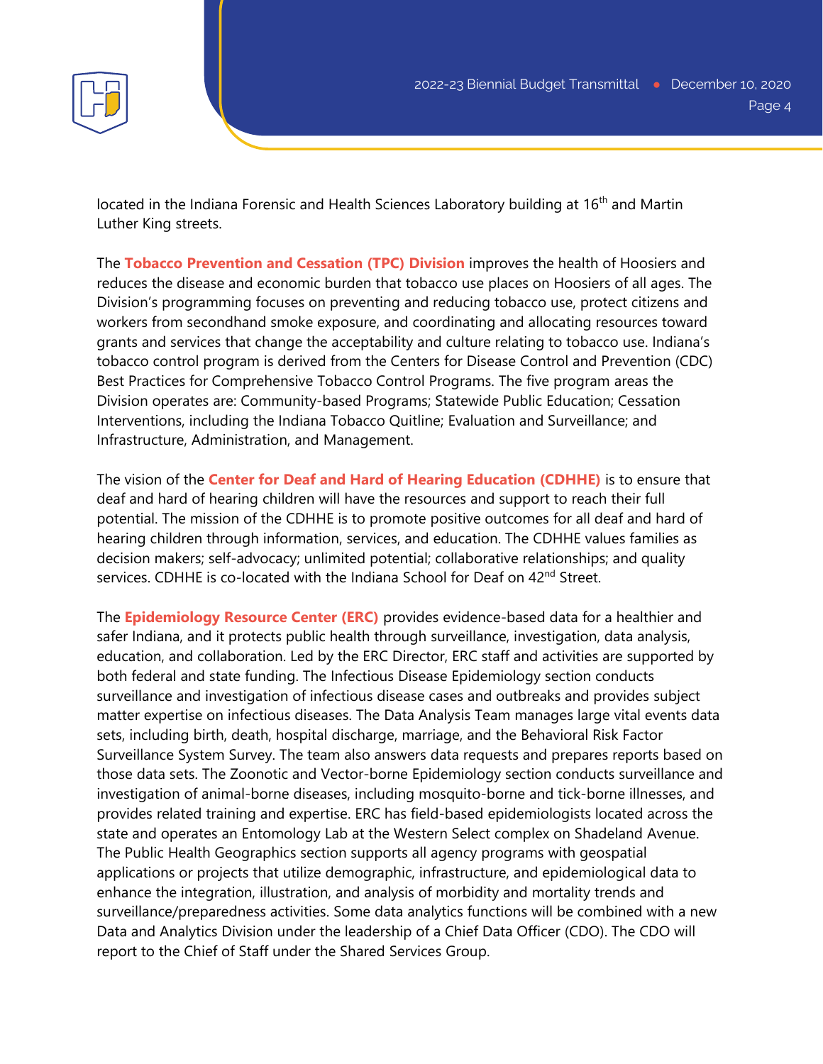located in the Indiana Forensic and Health Sciences Laboratory building at 16th and Martin Luther King streets.

The **Tobacco Prevention and Cessation (TPC) Division** improves the health of Hoosiers and reduces the disease and economic burden that tobacco use places on Hoosiers of all ages. The Division's programming focuses on preventing and reducing tobacco use, protect citizens and workers from secondhand smoke exposure, and coordinating and allocating resources toward grants and services that change the acceptability and culture relating to tobacco use. Indiana's tobacco control program is derived from the Centers for Disease Control and Prevention (CDC) Best Practices for Comprehensive Tobacco Control Programs. The five program areas the Division operates are: Community-based Programs; Statewide Public Education; Cessation Interventions, including the Indiana Tobacco Quitline; Evaluation and Surveillance; and Infrastructure, Administration, and Management.

The vision of the **Center for Deaf and Hard of Hearing Education (CDHHE)** is to ensure that deaf and hard of hearing children will have the resources and support to reach their full potential. The mission of the CDHHE is to promote positive outcomes for all deaf and hard of hearing children through information, services, and education. The CDHHE values families as decision makers; self-advocacy; unlimited potential; collaborative relationships; and quality services. CDHHE is co-located with the Indiana School for Deaf on 42nd Street.

The **Epidemiology Resource Center (ERC)** provides evidence-based data for a healthier and safer Indiana, and it protects public health through surveillance, investigation, data analysis, education, and collaboration. Led by the ERC Director, ERC staff and activities are supported by both federal and state funding. The Infectious Disease Epidemiology section conducts surveillance and investigation of infectious disease cases and outbreaks and provides subject matter expertise on infectious diseases. The Data Analysis Team manages large vital events data sets, including birth, death, hospital discharge, marriage, and the Behavioral Risk Factor Surveillance System Survey. The team also answers data requests and prepares reports based on those data sets. The Zoonotic and Vector-borne Epidemiology section conducts surveillance and investigation of animal-borne diseases, including mosquito-borne and tick-borne illnesses, and provides related training and expertise. ERC has field-based epidemiologists located across the state and operates an Entomology Lab at the Western Select complex on Shadeland Avenue. The Public Health Geographics section supports all agency programs with geospatial applications or projects that utilize demographic, infrastructure, and epidemiological data to enhance the integration, illustration, and analysis of morbidity and mortality trends and surveillance/preparedness activities. Some data analytics functions will be combined with a new Data and Analytics Division under the leadership of a Chief Data Officer (CDO). The CDO will report to the Chief of Staff under the Shared Services Group.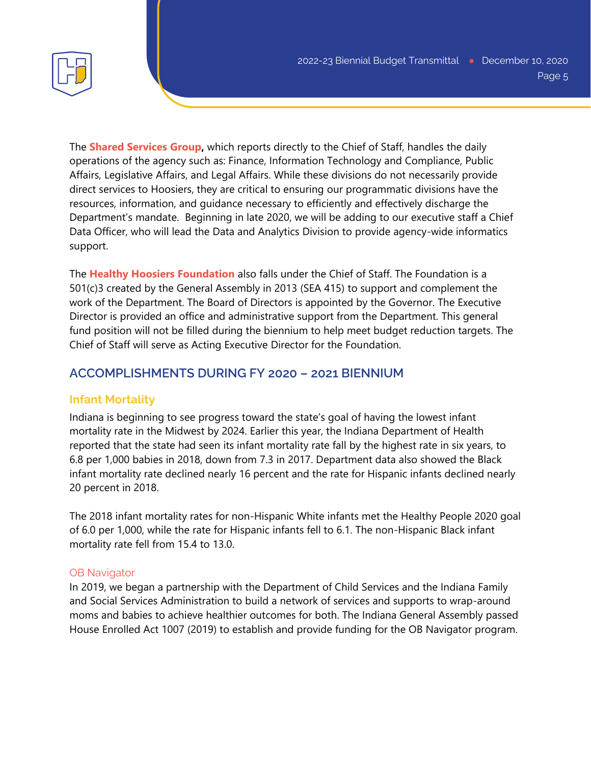The **Shared Services Group,** which reports directly to the Chief of Staff, handles the daily operations of the agency such as: Finance, Information Technology and Compliance, Public Affairs, Legislative Affairs, and Legal Affairs. While these divisions do not necessarily provide direct services to Hoosiers, they are critical to ensuring our programmatic divisions have the resources, information, and guidance necessary to efficiently and effectively discharge the Department's mandate. Beginning in late 2020, we will be adding to our executive staff a Chief Data Officer, who will lead the Data and Analytics Division to provide agency-wide informatics support.

The **Healthy Hoosiers Foundation** also falls under the Chief of Staff. The Foundation is a 501(c)3 created by the General Assembly in 2013 (SEA 415) to support and complement the work of the Department. The Board of Directors is appointed by the Governor. The Executive Director is provided an office and administrative support from the Department. This general fund position will not be filled during the biennium to help meet budget reduction targets. The Chief of Staff will serve as Acting Executive Director for the Foundation.

## ACCOMPLISHMENTS DURING FY 2020 – 2021 BIENNIUM

### Infant Mortality

Indiana is beginning to see progress toward the state's goal of having the lowest infant mortality rate in the Midwest by 2024. Earlier this year, the Indiana Department of Health reported that the state had seen its infant mortality rate fall by the highest rate in six years, to 6.8 per 1,000 babies in 2018, down from 7.3 in 2017. Department data also showed the Black infant mortality rate declined nearly 16 percent and the rate for Hispanic infants declined nearly 20 percent in 2018.

The 2018 infant mortality rates for non-Hispanic White infants met the Healthy People 2020 goal of 6.0 per 1,000, while the rate for Hispanic infants fell to 6.1. The non-Hispanic Black infant mortality rate fell from 15.4 to 13.0.

#### OB Navigator

In 2019, we began a partnership with the Department of Child Services and the Indiana Family and Social Services Administration to build a network of services and supports to wrap-around moms and babies to achieve healthier outcomes for both. The Indiana General Assembly passed House Enrolled Act 1007 (2019) to establish and provide funding for the OB Navigator program.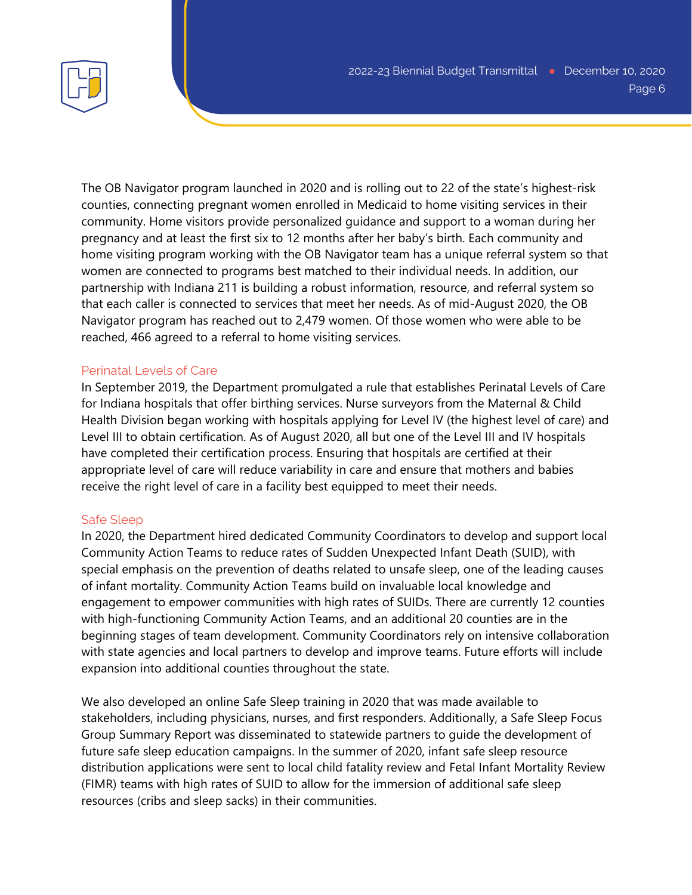The OB Navigator program launched in 2020 and is rolling out to 22 of the state's highest-risk counties, connecting pregnant women enrolled in Medicaid to home visiting services in their community. Home visitors provide personalized guidance and support to a woman during her pregnancy and at least the first six to 12 months after her baby's birth. Each community and home visiting program working with the OB Navigator team has a unique referral system so that women are connected to programs best matched to their individual needs. In addition, our partnership with Indiana 211 is building a robust information, resource, and referral system so that each caller is connected to services that meet her needs. As of mid-August 2020, the OB Navigator program has reached out to 2,479 women. Of those women who were able to be reached, 466 agreed to a referral to home visiting services.

### Perinatal Levels of Care

In September 2019, the Department promulgated a rule that establishes Perinatal Levels of Care for Indiana hospitals that offer birthing services. Nurse surveyors from the Maternal & Child Health Division began working with hospitals applying for Level IV (the highest level of care) and Level III to obtain certification. As of August 2020, all but one of the Level III and IV hospitals have completed their certification process. Ensuring that hospitals are certified at their appropriate level of care will reduce variability in care and ensure that mothers and babies receive the right level of care in a facility best equipped to meet their needs.

### Safe Sleep

In 2020, the Department hired dedicated Community Coordinators to develop and support local Community Action Teams to reduce rates of Sudden Unexpected Infant Death (SUID), with special emphasis on the prevention of deaths related to unsafe sleep, one of the leading causes of infant mortality. Community Action Teams build on invaluable local knowledge and engagement to empower communities with high rates of SUIDs. There are currently 12 counties with high-functioning Community Action Teams, and an additional 20 counties are in the beginning stages of team development. Community Coordinators rely on intensive collaboration with state agencies and local partners to develop and improve teams. Future efforts will include expansion into additional counties throughout the state.

We also developed an online Safe Sleep training in 2020 that was made available to stakeholders, including physicians, nurses, and first responders. Additionally, a Safe Sleep Focus Group Summary Report was disseminated to statewide partners to guide the development of future safe sleep education campaigns. In the summer of 2020, infant safe sleep resource distribution applications were sent to local child fatality review and Fetal Infant Mortality Review (FIMR) teams with high rates of SUID to allow for the immersion of additional safe sleep resources (cribs and sleep sacks) in their communities.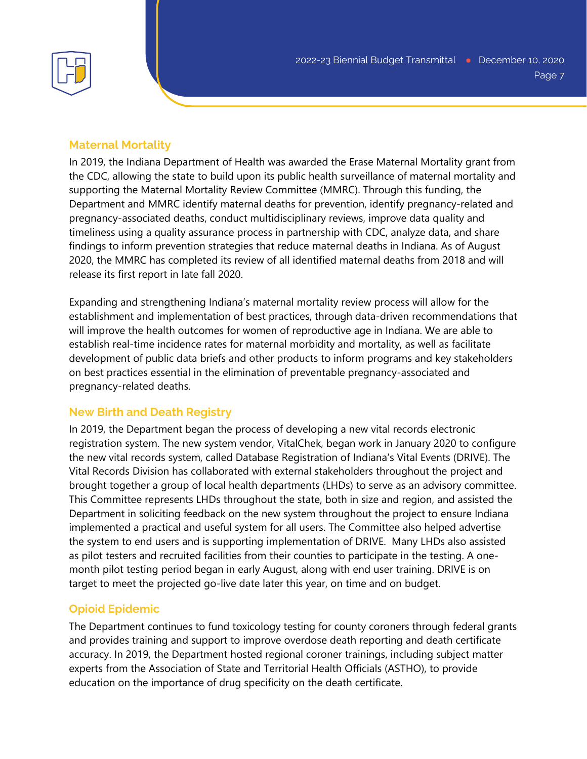## Maternal Mortality

In 2019, the Indiana Department of Health was awarded the Erase Maternal Mortality grant from the CDC, allowing the state to build upon its public health surveillance of maternal mortality and supporting the Maternal Mortality Review Committee (MMRC). Through this funding, the Department and MMRC identify maternal deaths for prevention, identify pregnancy-related and pregnancy-associated deaths, conduct multidisciplinary reviews, improve data quality and timeliness using a quality assurance process in partnership with CDC, analyze data, and share findings to inform prevention strategies that reduce maternal deaths in Indiana. As of August 2020, the MMRC has completed its review of all identified maternal deaths from 2018 and will release its first report in late fall 2020.

Expanding and strengthening Indiana's maternal mortality review process will allow for the establishment and implementation of best practices, through data-driven recommendations that will improve the health outcomes for women of reproductive age in Indiana. We are able to establish real-time incidence rates for maternal morbidity and mortality, as well as facilitate development of public data briefs and other products to inform programs and key stakeholders on best practices essential in the elimination of preventable pregnancy-associated and pregnancy-related deaths.

## New Birth and Death Registry

In 2019, the Department began the process of developing a new vital records electronic registration system. The new system vendor, VitalChek, began work in January 2020 to configure the new vital records system, called Database Registration of Indiana's Vital Events (DRIVE). The Vital Records Division has collaborated with external stakeholders throughout the project and brought together a group of local health departments (LHDs) to serve as an advisory committee. This Committee represents LHDs throughout the state, both in size and region, and assisted the Department in soliciting feedback on the new system throughout the project to ensure Indiana implemented a practical and useful system for all users. The Committee also helped advertise the system to end users and is supporting implementation of DRIVE. Many LHDs also assisted as pilot testers and recruited facilities from their counties to participate in the testing. A one-month pilot testing period began in early August, along with end user training. DRIVE is on target to meet the projected go-live date later this year, on time and on budget.

## Opioid Epidemic

The Department continues to fund toxicology testing for county coroners through federal grants and provides training and support to improve overdose death reporting and death certificate accuracy. In 2019, the Department hosted regional coroner trainings, including subject matter experts from the Association of State and Territorial Health Officials (ASTHO), to provide education on the importance of drug specificity on the death certificate.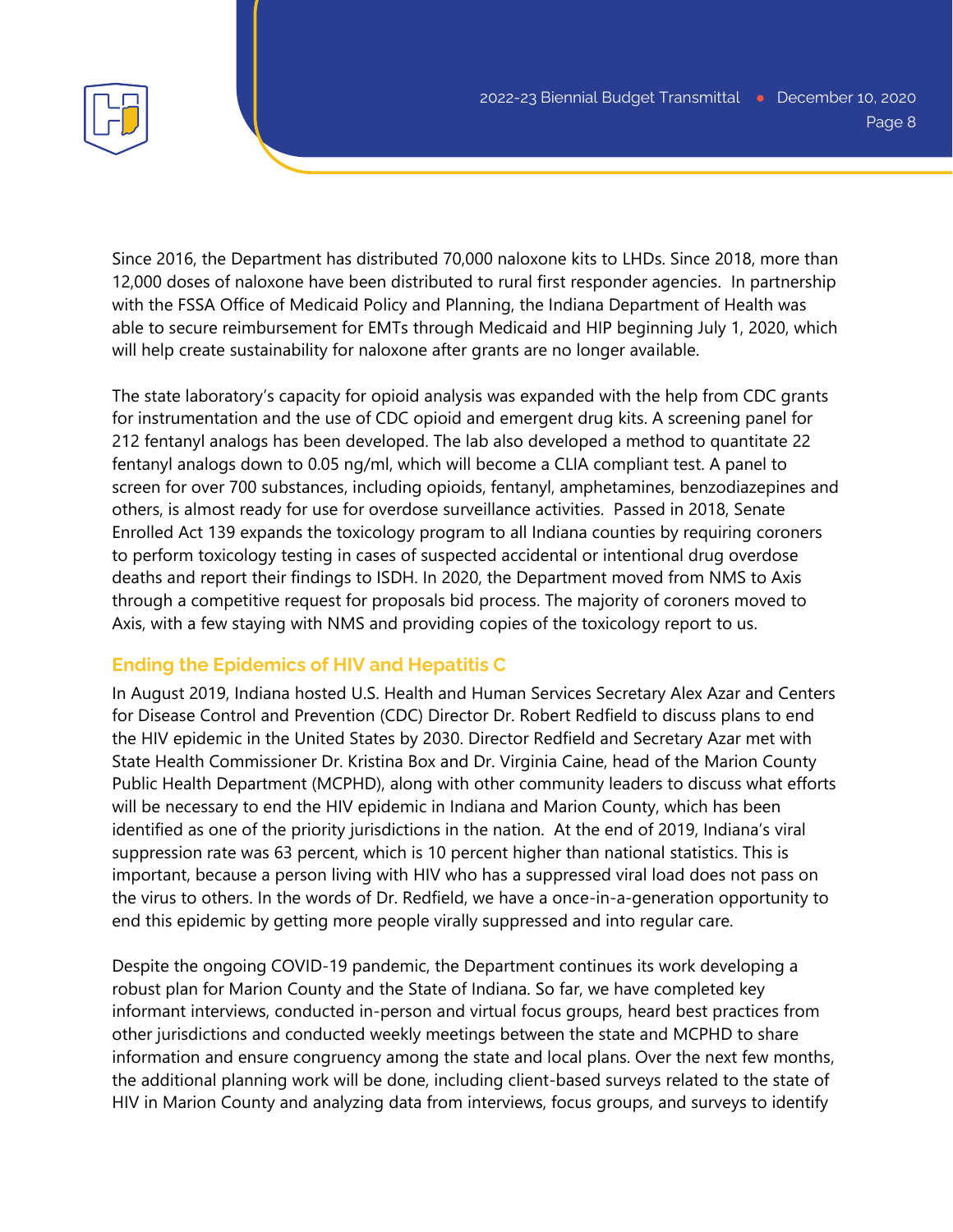Since 2016, the Department has distributed 70,000 naloxone kits to LHDs. Since 2018, more than 12,000 doses of naloxone have been distributed to rural first responder agencies. In partnership with the FSSA Office of Medicaid Policy and Planning, the Indiana Department of Health was able to secure reimbursement for EMTs through Medicaid and HIP beginning July 1, 2020, which will help create sustainability for naloxone after grants are no longer available.

The state laboratory's capacity for opioid analysis was expanded with the help from CDC grants for instrumentation and the use of CDC opioid and emergent drug kits. A screening panel for 212 fentanyl analogs has been developed. The lab also developed a method to quantitate 22 fentanyl analogs down to 0.05 ng/ml, which will become a CLIA compliant test. A panel to screen for over 700 substances, including opioids, fentanyl, amphetamines, benzodiazepines and others, is almost ready for use for overdose surveillance activities. Passed in 2018, Senate Enrolled Act 139 expands the toxicology program to all Indiana counties by requiring coroners to perform toxicology testing in cases of suspected accidental or intentional drug overdose deaths and report their findings to ISDH. In 2020, the Department moved from NMS to Axis through a competitive request for proposals bid process. The majority of coroners moved to Axis, with a few staying with NMS and providing copies of the toxicology report to us.

## Ending the Epidemics of HIV and Hepatitis C

In August 2019, Indiana hosted U.S. Health and Human Services Secretary Alex Azar and Centers for Disease Control and Prevention (CDC) Director Dr. Robert Redfield to discuss plans to end the HIV epidemic in the United States by 2030. Director Redfield and Secretary Azar met with State Health Commissioner Dr. Kristina Box and Dr. Virginia Caine, head of the Marion County Public Health Department (MCPHD), along with other community leaders to discuss what efforts will be necessary to end the HIV epidemic in Indiana and Marion County, which has been identified as one of the priority jurisdictions in the nation. At the end of 2019, Indiana's viral suppression rate was 63 percent, which is 10 percent higher than national statistics. This is important, because a person living with HIV who has a suppressed viral load does not pass on the virus to others. In the words of Dr. Redfield, we have a once-in-a-generation opportunity to end this epidemic by getting more people virally suppressed and into regular care.

Despite the ongoing COVID-19 pandemic, the Department continues its work developing a robust plan for Marion County and the State of Indiana. So far, we have completed key informant interviews, conducted in-person and virtual focus groups, heard best practices from other jurisdictions and conducted weekly meetings between the state and MCPHD to share information and ensure congruency among the state and local plans. Over the next few months, the additional planning work will be done, including client-based surveys related to the state of HIV in Marion County and analyzing data from interviews, focus groups, and surveys to identify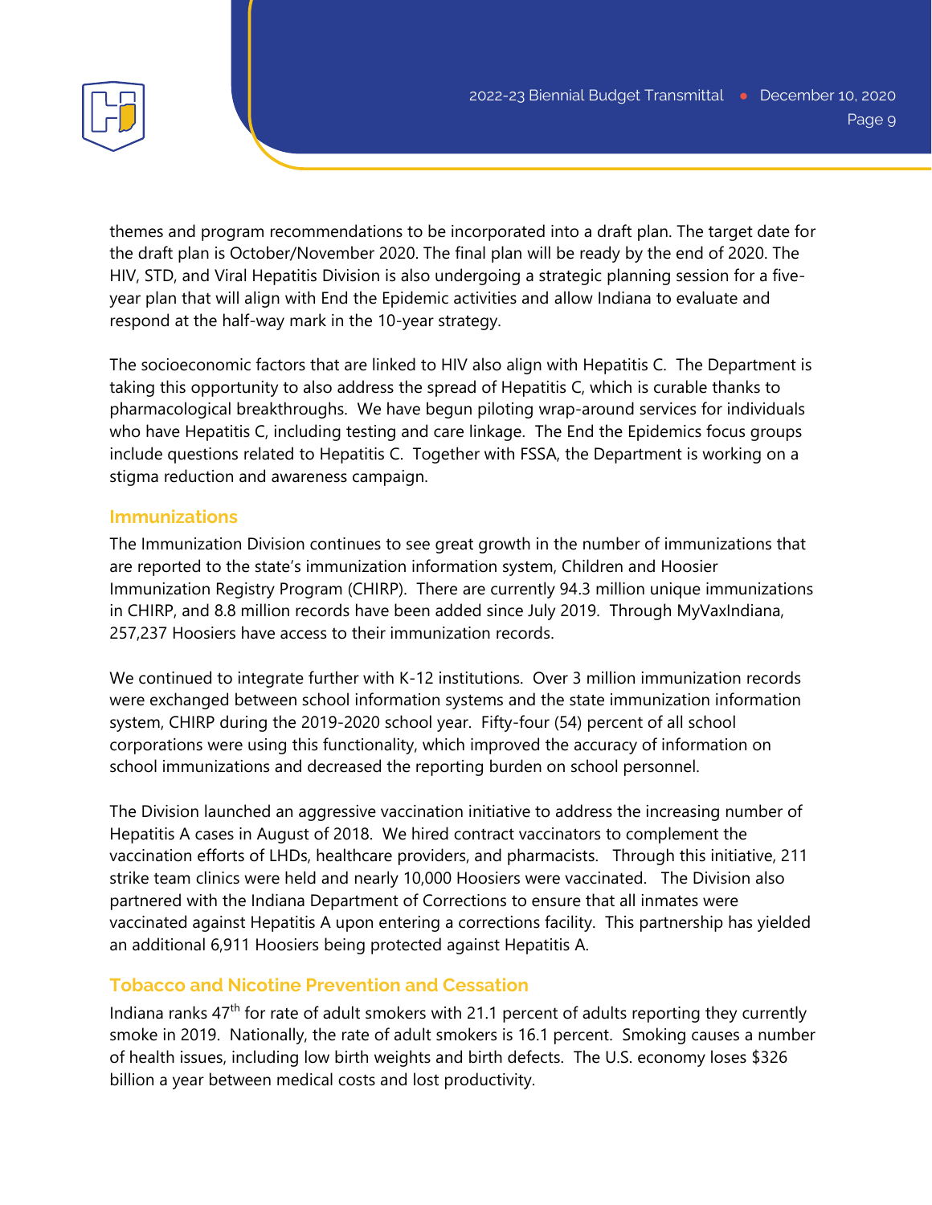themes and program recommendations to be incorporated into a draft plan. The target date for the draft plan is October/November 2020. The final plan will be ready by the end of 2020. The HIV, STD, and Viral Hepatitis Division is also undergoing a strategic planning session for a five-year plan that will align with End the Epidemic activities and allow Indiana to evaluate and respond at the half-way mark in the 10-year strategy.

The socioeconomic factors that are linked to HIV also align with Hepatitis C. The Department is taking this opportunity to also address the spread of Hepatitis C, which is curable thanks to pharmacological breakthroughs. We have begun piloting wrap-around services for individuals who have Hepatitis C, including testing and care linkage. The End the Epidemics focus groups include questions related to Hepatitis C. Together with FSSA, the Department is working on a stigma reduction and awareness campaign.

## Immunizations

The Immunization Division continues to see great growth in the number of immunizations that are reported to the state's immunization information system, Children and Hoosier Immunization Registry Program (CHIRP). There are currently 94.3 million unique immunizations in CHIRP, and 8.8 million records have been added since July 2019. Through MyVaxIndiana, 257,237 Hoosiers have access to their immunization records.

We continued to integrate further with K-12 institutions. Over 3 million immunization records were exchanged between school information systems and the state immunization information system, CHIRP during the 2019-2020 school year. Fifty-four (54) percent of all school corporations were using this functionality, which improved the accuracy of information on school immunizations and decreased the reporting burden on school personnel.

The Division launched an aggressive vaccination initiative to address the increasing number of Hepatitis A cases in August of 2018. We hired contract vaccinators to complement the vaccination efforts of LHDs, healthcare providers, and pharmacists. Through this initiative, 211 strike team clinics were held and nearly 10,000 Hoosiers were vaccinated. The Division also partnered with the Indiana Department of Corrections to ensure that all inmates were vaccinated against Hepatitis A upon entering a corrections facility. This partnership has yielded an additional 6,911 Hoosiers being protected against Hepatitis A.

## Tobacco and Nicotine Prevention and Cessation

Indiana ranks 47th for rate of adult smokers with 21.1 percent of adults reporting they currently smoke in 2019. Nationally, the rate of adult smokers is 16.1 percent. Smoking causes a number of health issues, including low birth weights and birth defects. The U.S. economy loses $326 billion a year between medical costs and lost productivity.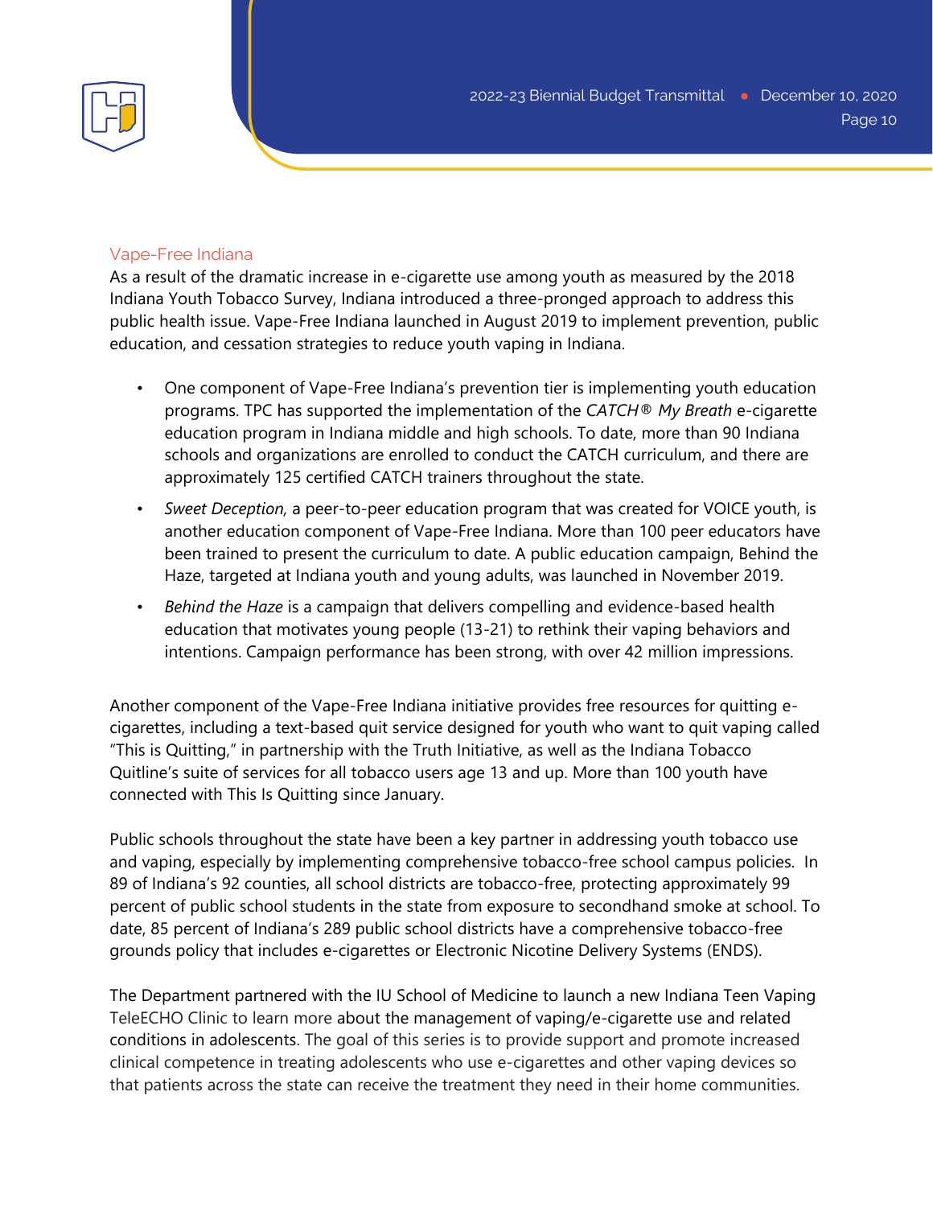## Vape-Free Indiana

As a result of the dramatic increase in e-cigarette use among youth as measured by the 2018 Indiana Youth Tobacco Survey, Indiana introduced a three-pronged approach to address this public health issue. Vape-Free Indiana launched in August 2019 to implement prevention, public education, and cessation strategies to reduce youth vaping in Indiana.

- One component of Vape-Free Indiana's prevention tier is implementing youth education programs. TPC has supported the implementation of the *CATCH® My Breath* e-cigarette education program in Indiana middle and high schools. To date, more than 90 Indiana schools and organizations are enrolled to conduct the CATCH curriculum, and there are approximately 125 certified CATCH trainers throughout the state.
- *Sweet Deception,* a peer-to-peer education program that was created for VOICE youth, is another education component of Vape-Free Indiana. More than 100 peer educators have been trained to present the curriculum to date. A public education campaign, Behind the Haze, targeted at Indiana youth and young adults, was launched in November 2019.
- *Behind the Haze* is a campaign that delivers compelling and evidence-based health education that motivates young people (13-21) to rethink their vaping behaviors and intentions. Campaign performance has been strong, with over 42 million impressions.

Another component of the Vape-Free Indiana initiative provides free resources for quitting e-cigarettes, including a text-based quit service designed for youth who want to quit vaping called "This is Quitting," in partnership with the Truth Initiative, as well as the Indiana Tobacco Quitline's suite of services for all tobacco users age 13 and up. More than 100 youth have connected with This Is Quitting since January.

Public schools throughout the state have been a key partner in addressing youth tobacco use and vaping, especially by implementing comprehensive tobacco-free school campus policies. In 89 of Indiana's 92 counties, all school districts are tobacco-free, protecting approximately 99 percent of public school students in the state from exposure to secondhand smoke at school. To date, 85 percent of Indiana's 289 public school districts have a comprehensive tobacco-free grounds policy that includes e-cigarettes or Electronic Nicotine Delivery Systems (ENDS).

The Department partnered with the IU School of Medicine to launch a new Indiana Teen Vaping TeleECHO Clinic to learn more about the management of vaping/e-cigarette use and related conditions in adolescents. The goal of this series is to provide support and promote increased clinical competence in treating adolescents who use e-cigarettes and other vaping devices so that patients across the state can receive the treatment they need in their home communities.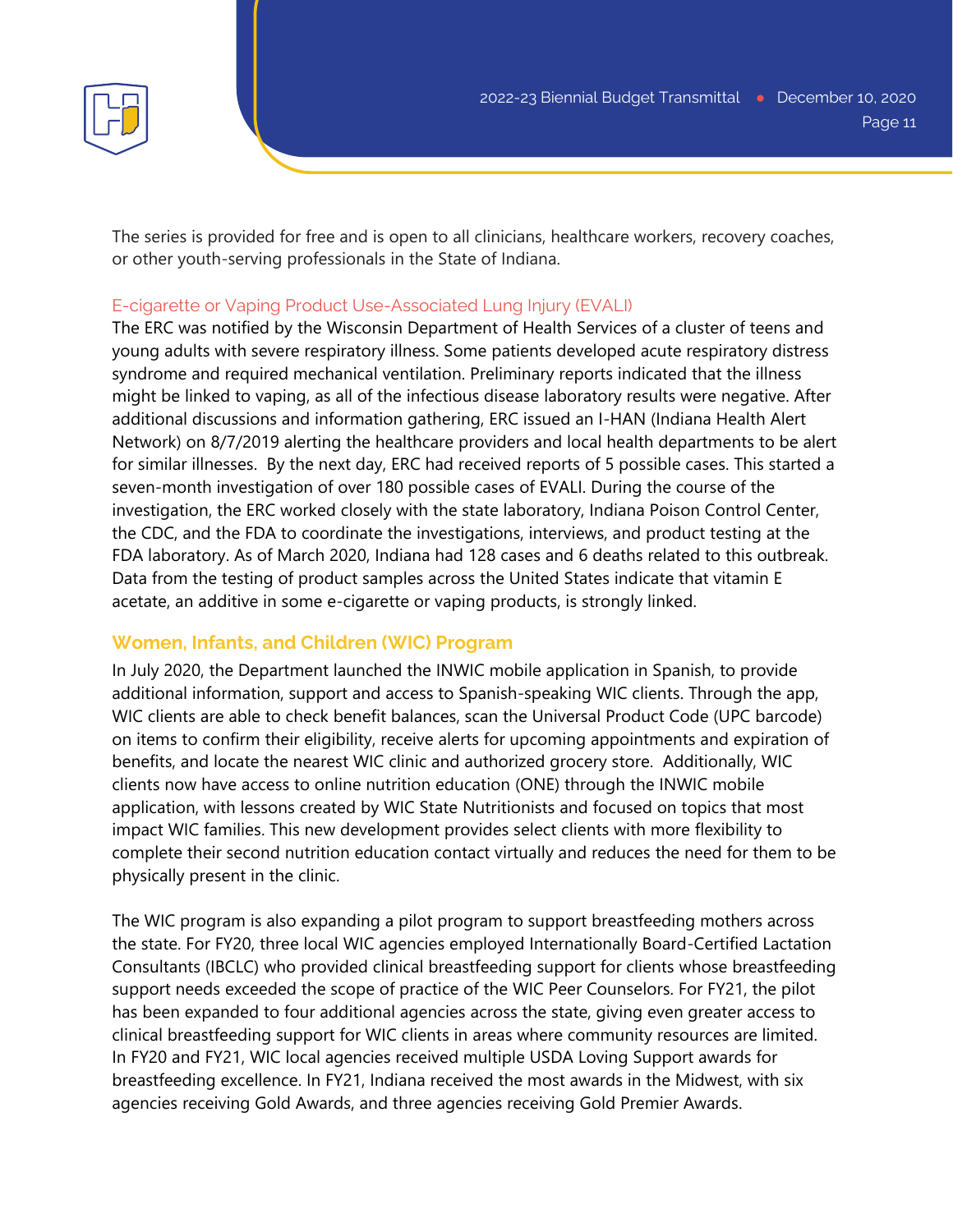The series is provided for free and is open to all clinicians, healthcare workers, recovery coaches, or other youth-serving professionals in the State of Indiana.

### E-cigarette or Vaping Product Use-Associated Lung Injury (EVALI)

The ERC was notified by the Wisconsin Department of Health Services of a cluster of teens and young adults with severe respiratory illness. Some patients developed acute respiratory distress syndrome and required mechanical ventilation. Preliminary reports indicated that the illness might be linked to vaping, as all of the infectious disease laboratory results were negative. After additional discussions and information gathering, ERC issued an I-HAN (Indiana Health Alert Network) on 8/7/2019 alerting the healthcare providers and local health departments to be alert for similar illnesses. By the next day, ERC had received reports of 5 possible cases. This started a seven-month investigation of over 180 possible cases of EVALI. During the course of the investigation, the ERC worked closely with the state laboratory, Indiana Poison Control Center, the CDC, and the FDA to coordinate the investigations, interviews, and product testing at the FDA laboratory. As of March 2020, Indiana had 128 cases and 6 deaths related to this outbreak. Data from the testing of product samples across the United States indicate that vitamin E acetate, an additive in some e-cigarette or vaping products, is strongly linked.

## Women, Infants, and Children (WIC) Program

In July 2020, the Department launched the INWIC mobile application in Spanish, to provide additional information, support and access to Spanish-speaking WIC clients. Through the app, WIC clients are able to check benefit balances, scan the Universal Product Code (UPC barcode) on items to confirm their eligibility, receive alerts for upcoming appointments and expiration of benefits, and locate the nearest WIC clinic and authorized grocery store. Additionally, WIC clients now have access to online nutrition education (ONE) through the INWIC mobile application, with lessons created by WIC State Nutritionists and focused on topics that most impact WIC families. This new development provides select clients with more flexibility to complete their second nutrition education contact virtually and reduces the need for them to be physically present in the clinic.

The WIC program is also expanding a pilot program to support breastfeeding mothers across the state. For FY20, three local WIC agencies employed Internationally Board-Certified Lactation Consultants (IBCLC) who provided clinical breastfeeding support for clients whose breastfeeding support needs exceeded the scope of practice of the WIC Peer Counselors. For FY21, the pilot has been expanded to four additional agencies across the state, giving even greater access to clinical breastfeeding support for WIC clients in areas where community resources are limited. In FY20 and FY21, WIC local agencies received multiple USDA Loving Support awards for breastfeeding excellence. In FY21, Indiana received the most awards in the Midwest, with six agencies receiving Gold Awards, and three agencies receiving Gold Premier Awards.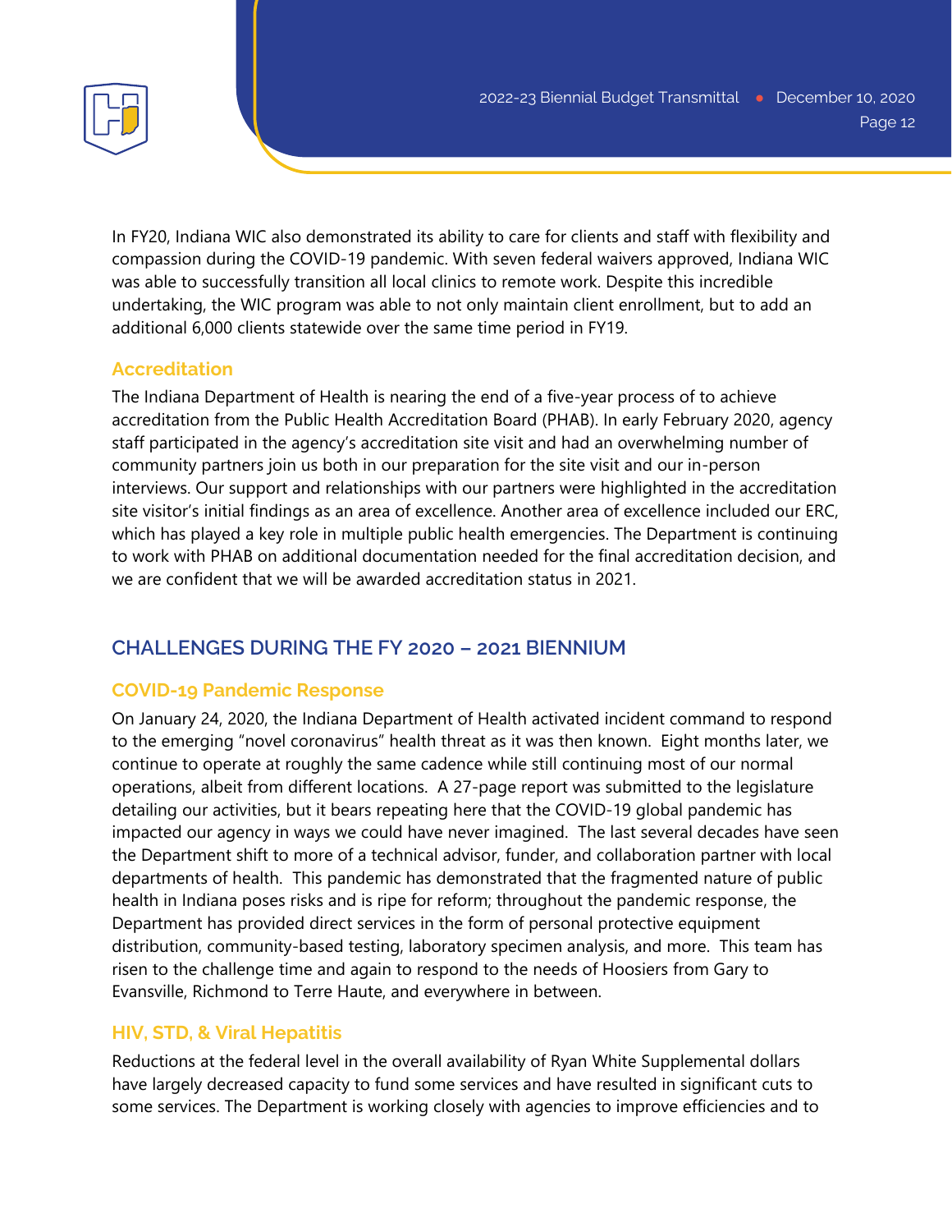In FY20, Indiana WIC also demonstrated its ability to care for clients and staff with flexibility and compassion during the COVID-19 pandemic. With seven federal waivers approved, Indiana WIC was able to successfully transition all local clinics to remote work. Despite this incredible undertaking, the WIC program was able to not only maintain client enrollment, but to add an additional 6,000 clients statewide over the same time period in FY19.

### Accreditation

The Indiana Department of Health is nearing the end of a five-year process of to achieve accreditation from the Public Health Accreditation Board (PHAB). In early February 2020, agency staff participated in the agency's accreditation site visit and had an overwhelming number of community partners join us both in our preparation for the site visit and our in-person interviews. Our support and relationships with our partners were highlighted in the accreditation site visitor's initial findings as an area of excellence. Another area of excellence included our ERC, which has played a key role in multiple public health emergencies. The Department is continuing to work with PHAB on additional documentation needed for the final accreditation decision, and we are confident that we will be awarded accreditation status in 2021.

## CHALLENGES DURING THE FY 2020 – 2021 BIENNIUM

### COVID-19 Pandemic Response

On January 24, 2020, the Indiana Department of Health activated incident command to respond to the emerging "novel coronavirus" health threat as it was then known. Eight months later, we continue to operate at roughly the same cadence while still continuing most of our normal operations, albeit from different locations. A 27-page report was submitted to the legislature detailing our activities, but it bears repeating here that the COVID-19 global pandemic has impacted our agency in ways we could have never imagined. The last several decades have seen the Department shift to more of a technical advisor, funder, and collaboration partner with local departments of health. This pandemic has demonstrated that the fragmented nature of public health in Indiana poses risks and is ripe for reform; throughout the pandemic response, the Department has provided direct services in the form of personal protective equipment distribution, community-based testing, laboratory specimen analysis, and more. This team has risen to the challenge time and again to respond to the needs of Hoosiers from Gary to Evansville, Richmond to Terre Haute, and everywhere in between.

### HIV, STD, & Viral Hepatitis

Reductions at the federal level in the overall availability of Ryan White Supplemental dollars have largely decreased capacity to fund some services and have resulted in significant cuts to some services. The Department is working closely with agencies to improve efficiencies and to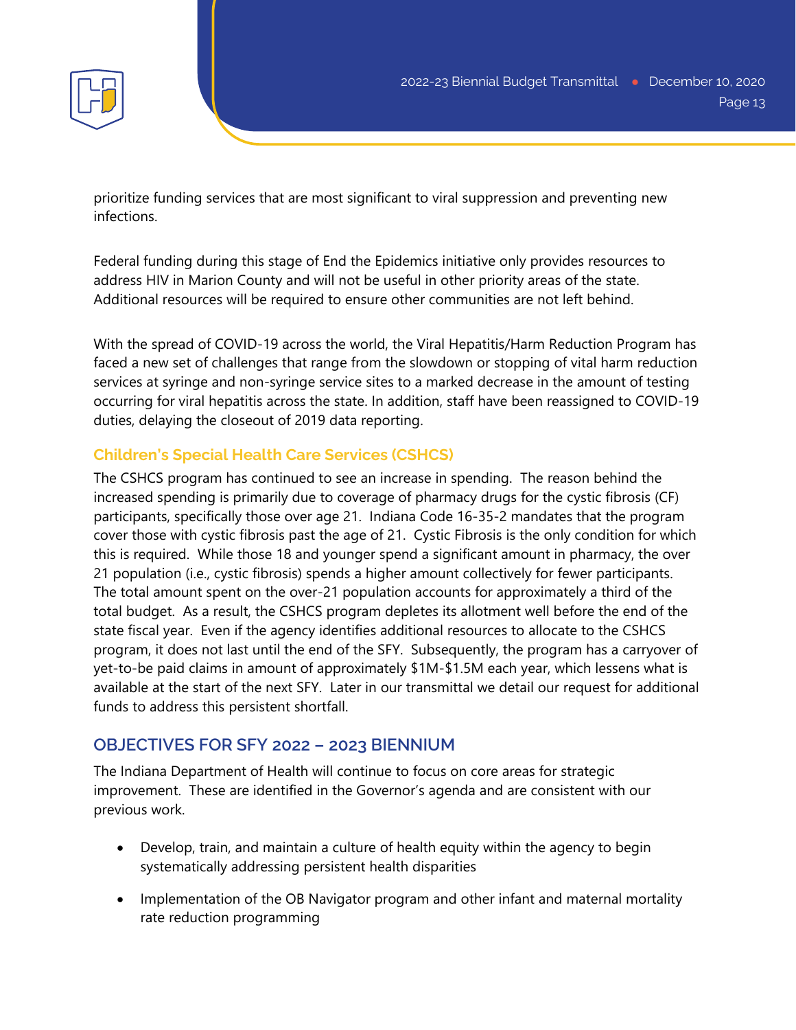prioritize funding services that are most significant to viral suppression and preventing new infections.

Federal funding during this stage of End the Epidemics initiative only provides resources to address HIV in Marion County and will not be useful in other priority areas of the state. Additional resources will be required to ensure other communities are not left behind.

With the spread of COVID-19 across the world, the Viral Hepatitis/Harm Reduction Program has faced a new set of challenges that range from the slowdown or stopping of vital harm reduction services at syringe and non-syringe service sites to a marked decrease in the amount of testing occurring for viral hepatitis across the state. In addition, staff have been reassigned to COVID-19 duties, delaying the closeout of 2019 data reporting.

### Children's Special Health Care Services (CSHCS)

The CSHCS program has continued to see an increase in spending. The reason behind the increased spending is primarily due to coverage of pharmacy drugs for the cystic fibrosis (CF) participants, specifically those over age 21. Indiana Code 16-35-2 mandates that the program cover those with cystic fibrosis past the age of 21. Cystic Fibrosis is the only condition for which this is required. While those 18 and younger spend a significant amount in pharmacy, the over 21 population (i.e., cystic fibrosis) spends a higher amount collectively for fewer participants. The total amount spent on the over-21 population accounts for approximately a third of the total budget. As a result, the CSHCS program depletes its allotment well before the end of the state fiscal year. Even if the agency identifies additional resources to allocate to the CSHCS program, it does not last until the end of the SFY. Subsequently, the program has a carryover of yet-to-be paid claims in amount of approximately $1M-$1.5M each year, which lessens what is available at the start of the next SFY. Later in our transmittal we detail our request for additional funds to address this persistent shortfall.

## OBJECTIVES FOR SFY 2022 – 2023 BIENNIUM

The Indiana Department of Health will continue to focus on core areas for strategic improvement. These are identified in the Governor's agenda and are consistent with our previous work.

- Develop, train, and maintain a culture of health equity within the agency to begin systematically addressing persistent health disparities
- Implementation of the OB Navigator program and other infant and maternal mortality rate reduction programming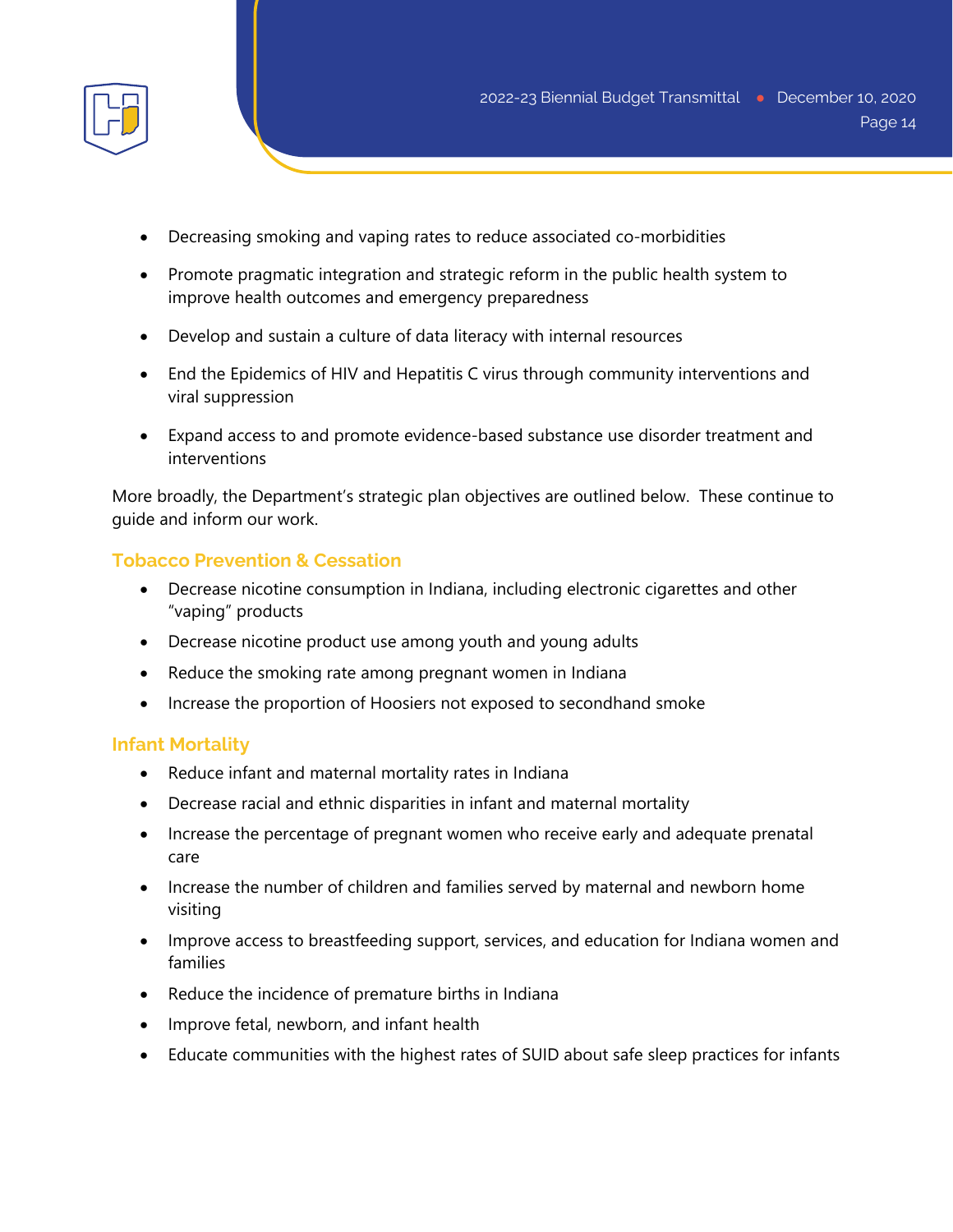- Decreasing smoking and vaping rates to reduce associated co-morbidities
- Promote pragmatic integration and strategic reform in the public health system to improve health outcomes and emergency preparedness
- Develop and sustain a culture of data literacy with internal resources
- End the Epidemics of HIV and Hepatitis C virus through community interventions and viral suppression
- Expand access to and promote evidence-based substance use disorder treatment and interventions

More broadly, the Department's strategic plan objectives are outlined below. These continue to guide and inform our work.

### Tobacco Prevention & Cessation

- Decrease nicotine consumption in Indiana, including electronic cigarettes and other "vaping" products
- Decrease nicotine product use among youth and young adults
- Reduce the smoking rate among pregnant women in Indiana
- Increase the proportion of Hoosiers not exposed to secondhand smoke

### Infant Mortality

- Reduce infant and maternal mortality rates in Indiana
- Decrease racial and ethnic disparities in infant and maternal mortality
- Increase the percentage of pregnant women who receive early and adequate prenatal care
- Increase the number of children and families served by maternal and newborn home visiting
- Improve access to breastfeeding support, services, and education for Indiana women and families
- Reduce the incidence of premature births in Indiana
- Improve fetal, newborn, and infant health
- Educate communities with the highest rates of SUID about safe sleep practices for infants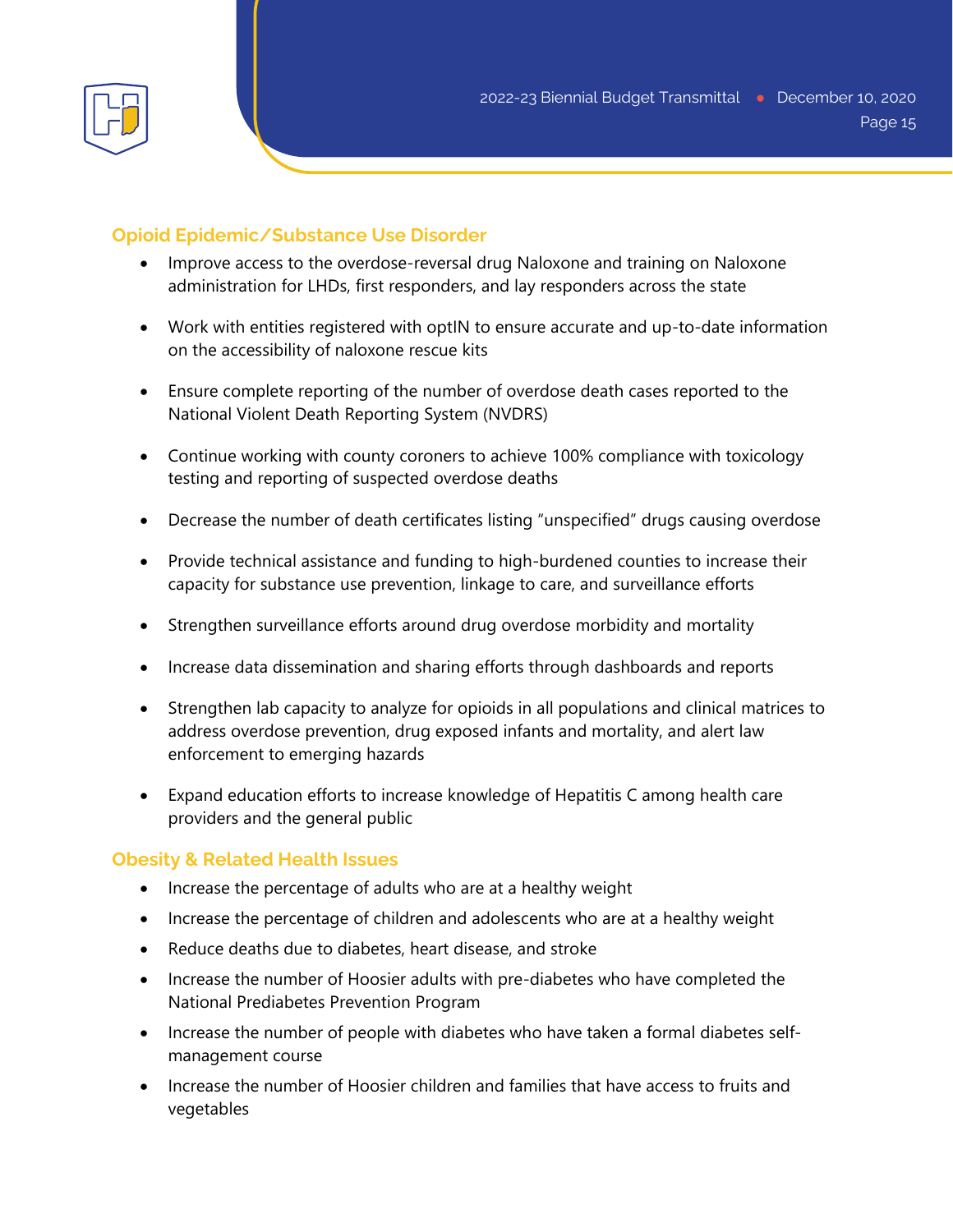## Opioid Epidemic/Substance Use Disorder

- Improve access to the overdose-reversal drug Naloxone and training on Naloxone administration for LHDs, first responders, and lay responders across the state
- Work with entities registered with optIN to ensure accurate and up-to-date information on the accessibility of naloxone rescue kits
- Ensure complete reporting of the number of overdose death cases reported to the National Violent Death Reporting System (NVDRS)
- Continue working with county coroners to achieve 100% compliance with toxicology testing and reporting of suspected overdose deaths
- Decrease the number of death certificates listing "unspecified" drugs causing overdose
- Provide technical assistance and funding to high-burdened counties to increase their capacity for substance use prevention, linkage to care, and surveillance efforts
- Strengthen surveillance efforts around drug overdose morbidity and mortality
- Increase data dissemination and sharing efforts through dashboards and reports
- Strengthen lab capacity to analyze for opioids in all populations and clinical matrices to address overdose prevention, drug exposed infants and mortality, and alert law enforcement to emerging hazards
- Expand education efforts to increase knowledge of Hepatitis C among health care providers and the general public

## Obesity & Related Health Issues

- Increase the percentage of adults who are at a healthy weight
- Increase the percentage of children and adolescents who are at a healthy weight
- Reduce deaths due to diabetes, heart disease, and stroke
- Increase the number of Hoosier adults with pre-diabetes who have completed the National Prediabetes Prevention Program
- Increase the number of people with diabetes who have taken a formal diabetes self-management course
- Increase the number of Hoosier children and families that have access to fruits and vegetables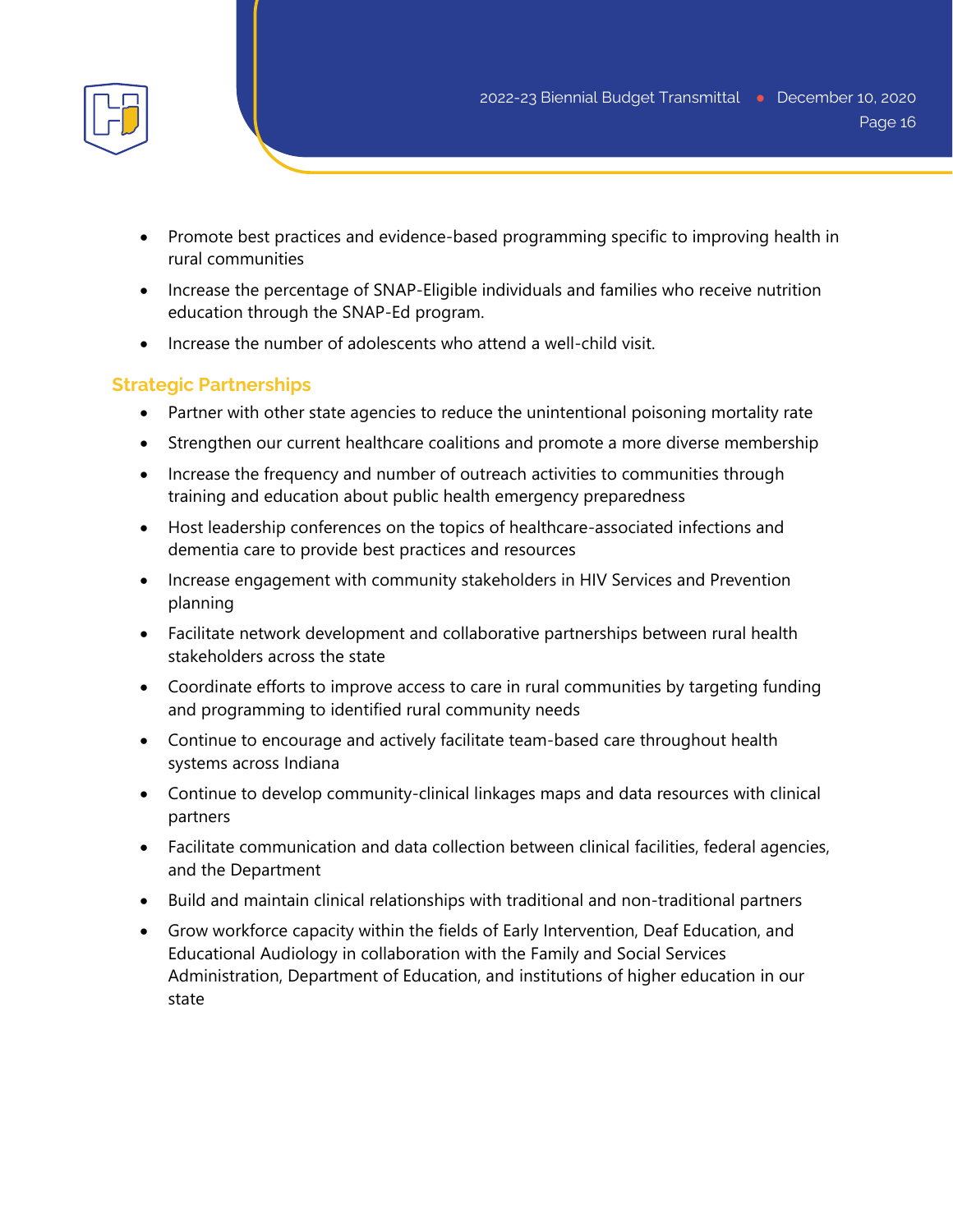- Promote best practices and evidence-based programming specific to improving health in rural communities
- Increase the percentage of SNAP-Eligible individuals and families who receive nutrition education through the SNAP-Ed program.
- Increase the number of adolescents who attend a well-child visit.

### Strategic Partnerships

- Partner with other state agencies to reduce the unintentional poisoning mortality rate
- Strengthen our current healthcare coalitions and promote a more diverse membership
- Increase the frequency and number of outreach activities to communities through training and education about public health emergency preparedness
- Host leadership conferences on the topics of healthcare-associated infections and dementia care to provide best practices and resources
- Increase engagement with community stakeholders in HIV Services and Prevention planning
- Facilitate network development and collaborative partnerships between rural health stakeholders across the state
- Coordinate efforts to improve access to care in rural communities by targeting funding and programming to identified rural community needs
- Continue to encourage and actively facilitate team-based care throughout health systems across Indiana
- Continue to develop community-clinical linkages maps and data resources with clinical partners
- Facilitate communication and data collection between clinical facilities, federal agencies, and the Department
- Build and maintain clinical relationships with traditional and non-traditional partners
- Grow workforce capacity within the fields of Early Intervention, Deaf Education, and Educational Audiology in collaboration with the Family and Social Services Administration, Department of Education, and institutions of higher education in our state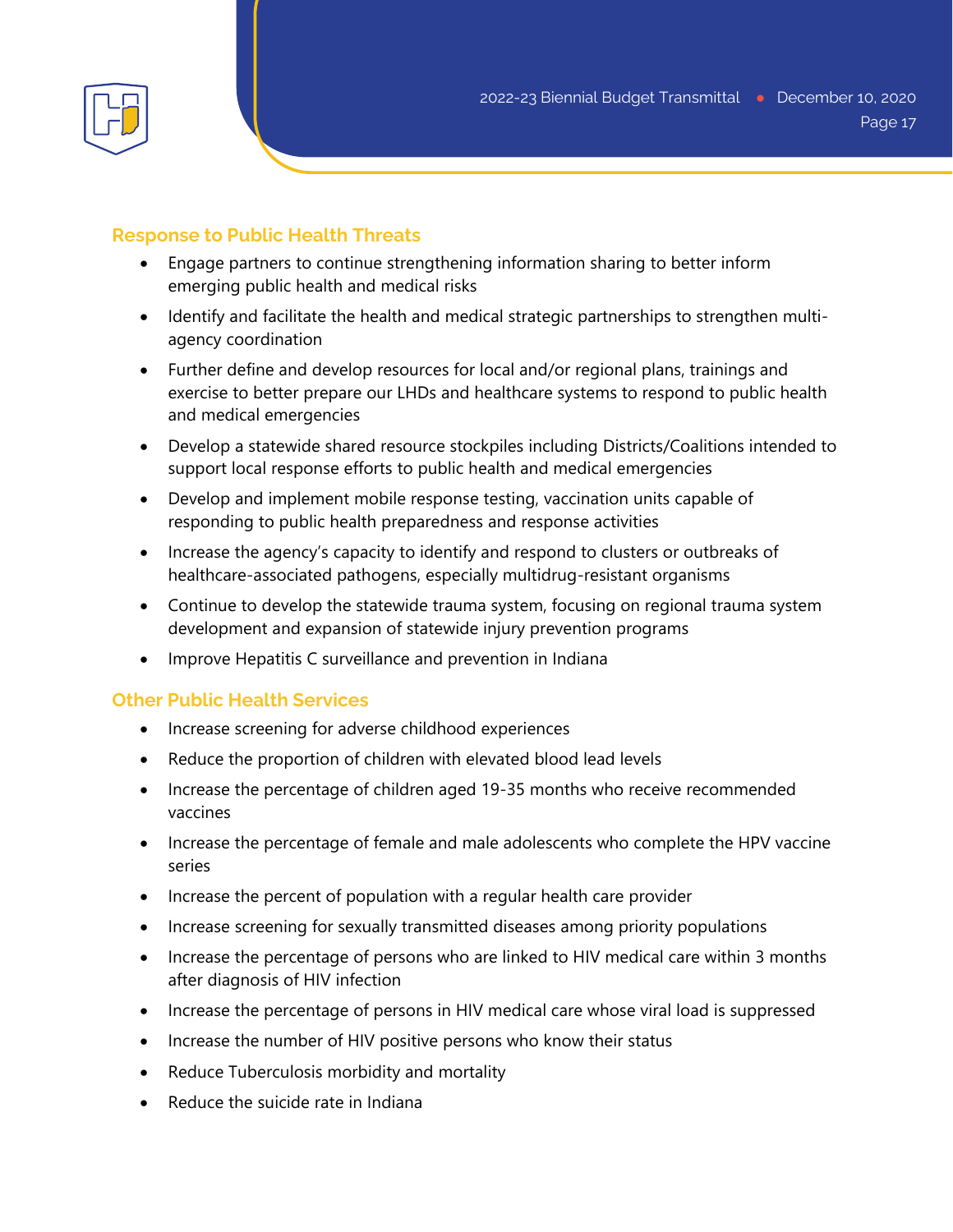## Response to Public Health Threats

- Engage partners to continue strengthening information sharing to better inform emerging public health and medical risks
- Identify and facilitate the health and medical strategic partnerships to strengthen multi-agency coordination
- Further define and develop resources for local and/or regional plans, trainings and exercise to better prepare our LHDs and healthcare systems to respond to public health and medical emergencies
- Develop a statewide shared resource stockpiles including Districts/Coalitions intended to support local response efforts to public health and medical emergencies
- Develop and implement mobile response testing, vaccination units capable of responding to public health preparedness and response activities
- Increase the agency's capacity to identify and respond to clusters or outbreaks of healthcare-associated pathogens, especially multidrug-resistant organisms
- Continue to develop the statewide trauma system, focusing on regional trauma system development and expansion of statewide injury prevention programs
- Improve Hepatitis C surveillance and prevention in Indiana

## Other Public Health Services

- Increase screening for adverse childhood experiences
- Reduce the proportion of children with elevated blood lead levels
- Increase the percentage of children aged 19-35 months who receive recommended vaccines
- Increase the percentage of female and male adolescents who complete the HPV vaccine series
- Increase the percent of population with a regular health care provider
- Increase screening for sexually transmitted diseases among priority populations
- Increase the percentage of persons who are linked to HIV medical care within 3 months after diagnosis of HIV infection
- Increase the percentage of persons in HIV medical care whose viral load is suppressed
- Increase the number of HIV positive persons who know their status
- Reduce Tuberculosis morbidity and mortality
- Reduce the suicide rate in Indiana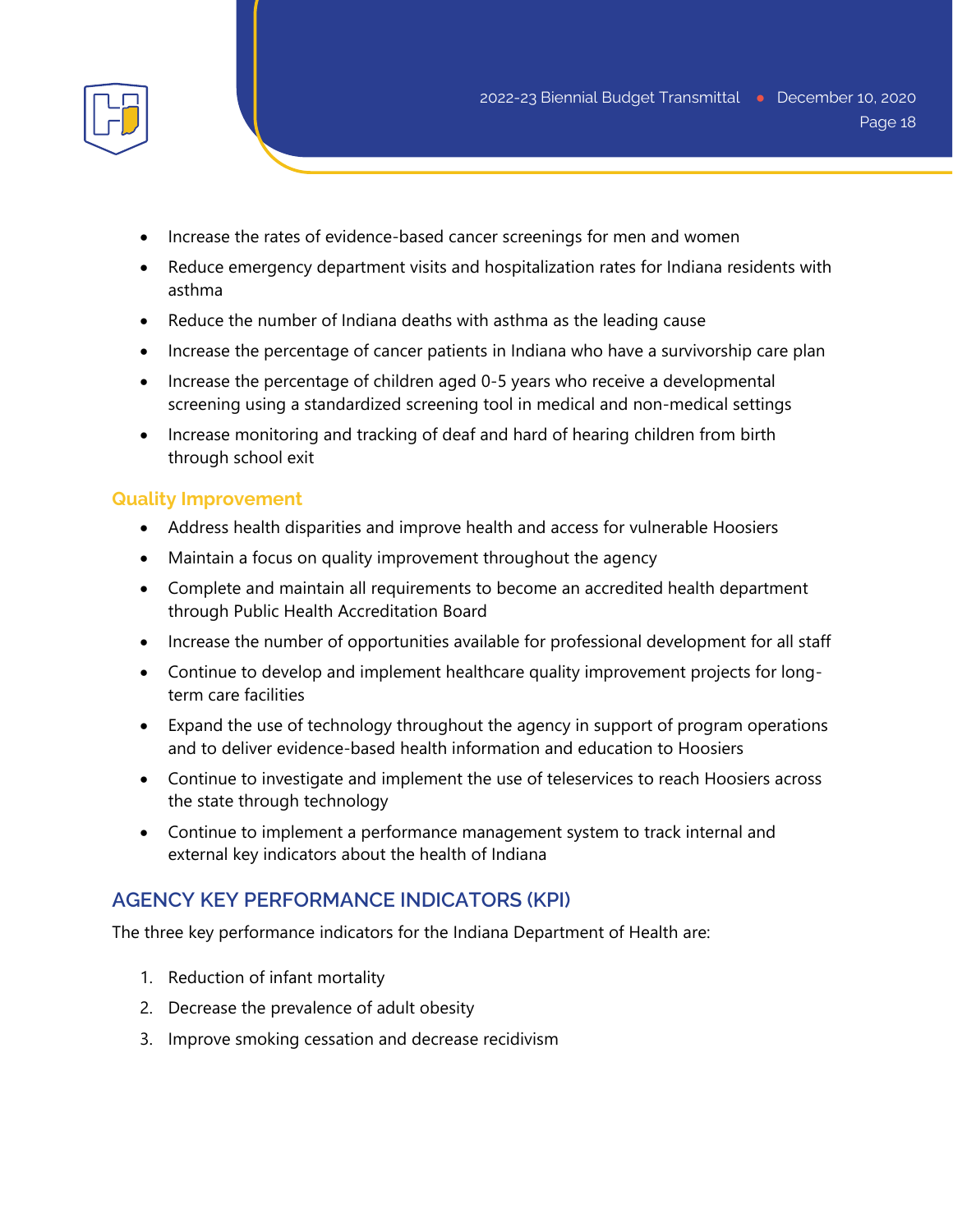- Increase the rates of evidence-based cancer screenings for men and women
- Reduce emergency department visits and hospitalization rates for Indiana residents with asthma
- Reduce the number of Indiana deaths with asthma as the leading cause
- Increase the percentage of cancer patients in Indiana who have a survivorship care plan
- Increase the percentage of children aged 0-5 years who receive a developmental screening using a standardized screening tool in medical and non-medical settings
- Increase monitoring and tracking of deaf and hard of hearing children from birth through school exit

### Quality Improvement

- Address health disparities and improve health and access for vulnerable Hoosiers
- Maintain a focus on quality improvement throughout the agency
- Complete and maintain all requirements to become an accredited health department through Public Health Accreditation Board
- Increase the number of opportunities available for professional development for all staff
- Continue to develop and implement healthcare quality improvement projects for long-term care facilities
- Expand the use of technology throughout the agency in support of program operations and to deliver evidence-based health information and education to Hoosiers
- Continue to investigate and implement the use of teleservices to reach Hoosiers across the state through technology
- Continue to implement a performance management system to track internal and external key indicators about the health of Indiana

## AGENCY KEY PERFORMANCE INDICATORS (KPI)

The three key performance indicators for the Indiana Department of Health are:

1. Reduction of infant mortality
2. Decrease the prevalence of adult obesity
3. Improve smoking cessation and decrease recidivism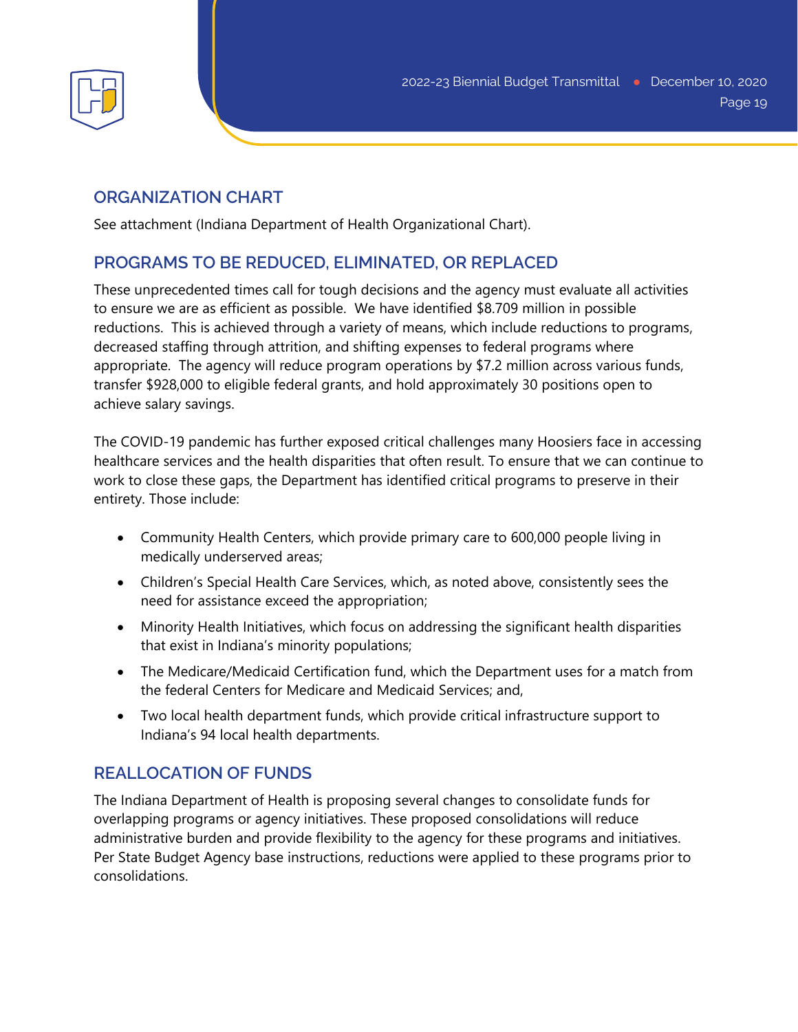## ORGANIZATION CHART

See attachment (Indiana Department of Health Organizational Chart).

## PROGRAMS TO BE REDUCED, ELIMINATED, OR REPLACED

These unprecedented times call for tough decisions and the agency must evaluate all activities to ensure we are as efficient as possible. We have identified $8.709 million in possible reductions. This is achieved through a variety of means, which include reductions to programs, decreased staffing through attrition, and shifting expenses to federal programs where appropriate. The agency will reduce program operations by $7.2 million across various funds, transfer $928,000 to eligible federal grants, and hold approximately 30 positions open to achieve salary savings.

The COVID-19 pandemic has further exposed critical challenges many Hoosiers face in accessing healthcare services and the health disparities that often result. To ensure that we can continue to work to close these gaps, the Department has identified critical programs to preserve in their entirety. Those include:

- Community Health Centers, which provide primary care to 600,000 people living in medically underserved areas;
- Children's Special Health Care Services, which, as noted above, consistently sees the need for assistance exceed the appropriation;
- Minority Health Initiatives, which focus on addressing the significant health disparities that exist in Indiana's minority populations;
- The Medicare/Medicaid Certification fund, which the Department uses for a match from the federal Centers for Medicare and Medicaid Services; and,
- Two local health department funds, which provide critical infrastructure support to Indiana's 94 local health departments.

## REALLOCATION OF FUNDS

The Indiana Department of Health is proposing several changes to consolidate funds for overlapping programs or agency initiatives. These proposed consolidations will reduce administrative burden and provide flexibility to the agency for these programs and initiatives. Per State Budget Agency base instructions, reductions were applied to these programs prior to consolidations.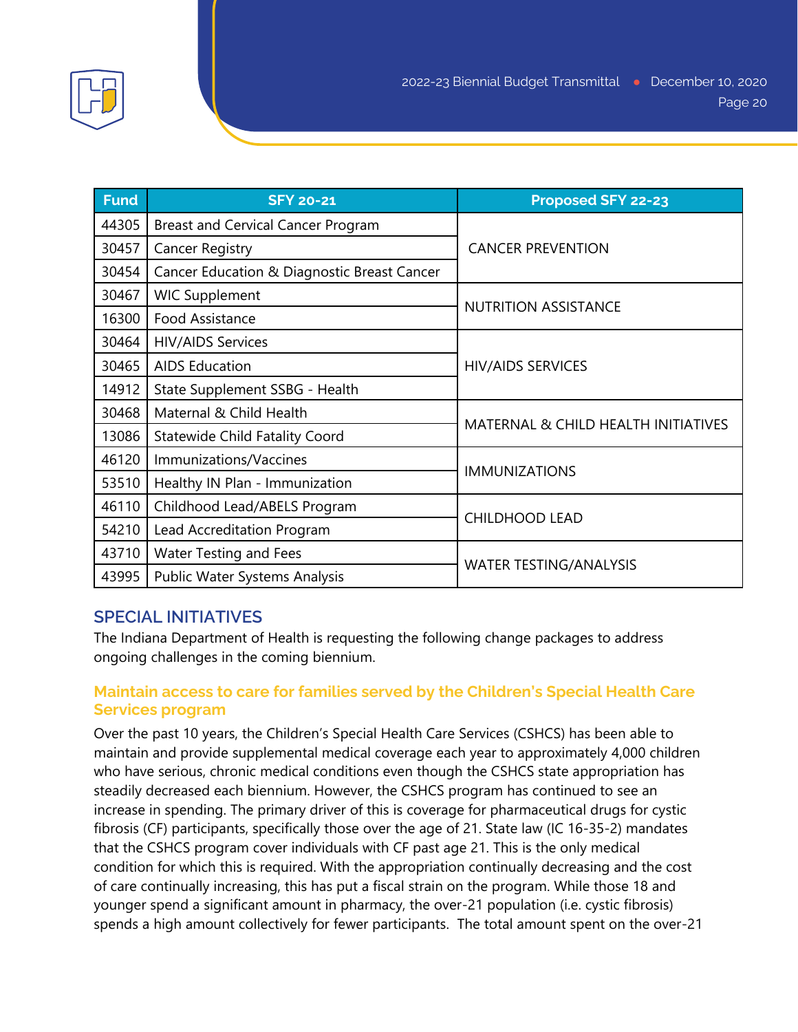| Fund | SFY 20-21 | Proposed SFY 22-23 |
|---|---|---|
| 44305 | Breast and Cervical Cancer Program | CANCER PREVENTION |
| 30457 | Cancer Registry | |
| 30454 | Cancer Education & Diagnostic Breast Cancer | |
| 30467 | WIC Supplement | NUTRITION ASSISTANCE |
| 16300 | Food Assistance | |
| 30464 | HIV/AIDS Services | HIV/AIDS SERVICES |
| 30465 | AIDS Education | |
| 14912 | State Supplement SSBG - Health | |
| 30468 | Maternal & Child Health | MATERNAL & CHILD HEALTH INITIATIVES |
| 13086 | Statewide Child Fatality Coord | |
| 46120 | Immunizations/Vaccines | IMMUNIZATIONS |
| 53510 | Healthy IN Plan - Immunization | |
| 46110 | Childhood Lead/ABELS Program | CHILDHOOD LEAD |
| 54210 | Lead Accreditation Program | |
| 43710 | Water Testing and Fees | WATER TESTING/ANALYSIS |
| 43995 | Public Water Systems Analysis | |

## SPECIAL INITIATIVES

The Indiana Department of Health is requesting the following change packages to address ongoing challenges in the coming biennium.

### Maintain access to care for families served by the Children's Special Health Care Services program

Over the past 10 years, the Children's Special Health Care Services (CSHCS) has been able to maintain and provide supplemental medical coverage each year to approximately 4,000 children who have serious, chronic medical conditions even though the CSHCS state appropriation has steadily decreased each biennium. However, the CSHCS program has continued to see an increase in spending. The primary driver of this is coverage for pharmaceutical drugs for cystic fibrosis (CF) participants, specifically those over the age of 21. State law (IC 16-35-2) mandates that the CSHCS program cover individuals with CF past age 21. This is the only medical condition for which this is required. With the appropriation continually decreasing and the cost of care continually increasing, this has put a fiscal strain on the program. While those 18 and younger spend a significant amount in pharmacy, the over-21 population (i.e. cystic fibrosis) spends a high amount collectively for fewer participants. The total amount spent on the over-21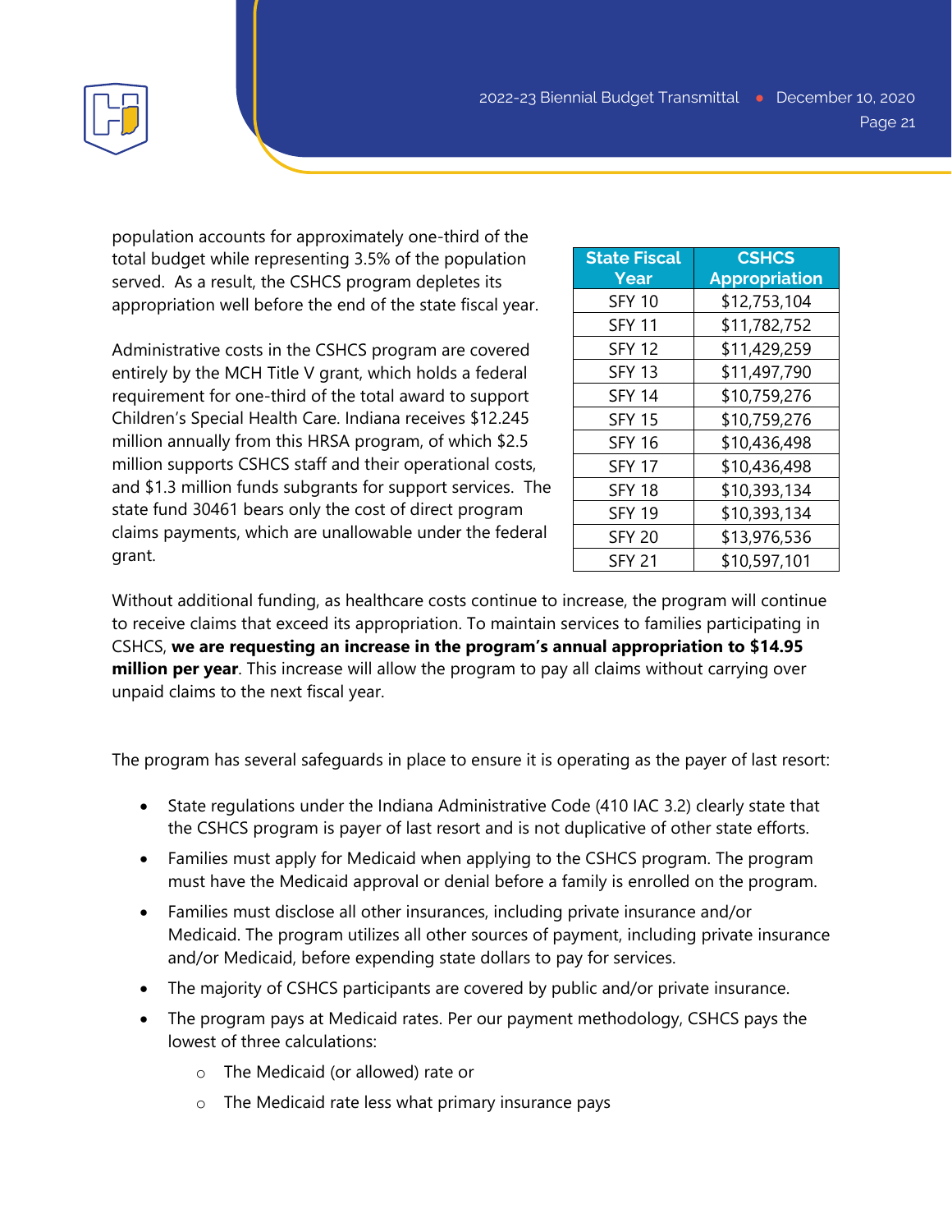population accounts for approximately one-third of the total budget while representing 3.5% of the population served. As a result, the CSHCS program depletes its appropriation well before the end of the state fiscal year.

Administrative costs in the CSHCS program are covered entirely by the MCH Title V grant, which holds a federal requirement for one-third of the total award to support Children's Special Health Care. Indiana receives $12.245 million annually from this HRSA program, of which $2.5 million supports CSHCS staff and their operational costs, and $1.3 million funds subgrants for support services. The state fund 30461 bears only the cost of direct program claims payments, which are unallowable under the federal grant.

| State Fiscal Year | CSHCS Appropriation |
|---|---|
| SFY 10 | $12,753,104 |
| SFY 11 | $11,782,752 |
| SFY 12 | $11,429,259 |
| SFY 13 | $11,497,790 |
| SFY 14 | $10,759,276 |
| SFY 15 | $10,759,276 |
| SFY 16 | $10,436,498 |
| SFY 17 | $10,436,498 |
| SFY 18 | $10,393,134 |
| SFY 19 | $10,393,134 |
| SFY 20 | $13,976,536 |
| SFY 21 | $10,597,101 |

Without additional funding, as healthcare costs continue to increase, the program will continue to receive claims that exceed its appropriation. To maintain services to families participating in CSHCS, **we are requesting an increase in the program's annual appropriation to $14.95 million per year**. This increase will allow the program to pay all claims without carrying over unpaid claims to the next fiscal year.

The program has several safeguards in place to ensure it is operating as the payer of last resort:

- State regulations under the Indiana Administrative Code (410 IAC 3.2) clearly state that the CSHCS program is payer of last resort and is not duplicative of other state efforts.
- Families must apply for Medicaid when applying to the CSHCS program. The program must have the Medicaid approval or denial before a family is enrolled on the program.
- Families must disclose all other insurances, including private insurance and/or Medicaid. The program utilizes all other sources of payment, including private insurance and/or Medicaid, before expending state dollars to pay for services.
- The majority of CSHCS participants are covered by public and/or private insurance.
- The program pays at Medicaid rates. Per our payment methodology, CSHCS pays the lowest of three calculations:
    - The Medicaid (or allowed) rate or
    - The Medicaid rate less what primary insurance pays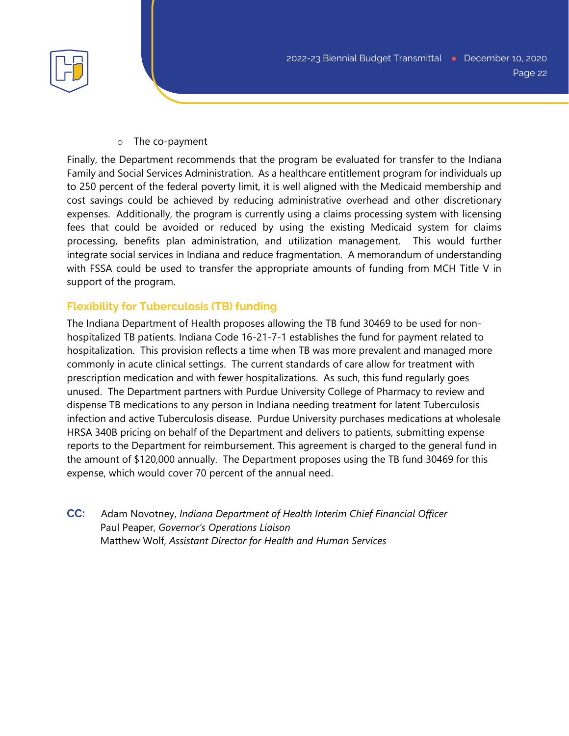- The co-payment

Finally, the Department recommends that the program be evaluated for transfer to the Indiana Family and Social Services Administration. As a healthcare entitlement program for individuals up to 250 percent of the federal poverty limit, it is well aligned with the Medicaid membership and cost savings could be achieved by reducing administrative overhead and other discretionary expenses. Additionally, the program is currently using a claims processing system with licensing fees that could be avoided or reduced by using the existing Medicaid system for claims processing, benefits plan administration, and utilization management. This would further integrate social services in Indiana and reduce fragmentation. A memorandum of understanding with FSSA could be used to transfer the appropriate amounts of funding from MCH Title V in support of the program.

## Flexibility for Tuberculosis (TB) funding

The Indiana Department of Health proposes allowing the TB fund 30469 to be used for non-hospitalized TB patients. Indiana Code 16-21-7-1 establishes the fund for payment related to hospitalization. This provision reflects a time when TB was more prevalent and managed more commonly in acute clinical settings. The current standards of care allow for treatment with prescription medication and with fewer hospitalizations. As such, this fund regularly goes unused. The Department partners with Purdue University College of Pharmacy to review and dispense TB medications to any person in Indiana needing treatment for latent Tuberculosis infection and active Tuberculosis disease. Purdue University purchases medications at wholesale HRSA 340B pricing on behalf of the Department and delivers to patients, submitting expense reports to the Department for reimbursement. This agreement is charged to the general fund in the amount of $120,000 annually. The Department proposes using the TB fund 30469 for this expense, which would cover 70 percent of the annual need.

**CC:** Adam Novotney, *Indiana Department of Health Interim Chief Financial Officer*
Paul Peaper, *Governor's Operations Liaison*
Matthew Wolf, *Assistant Director for Health and Human Services*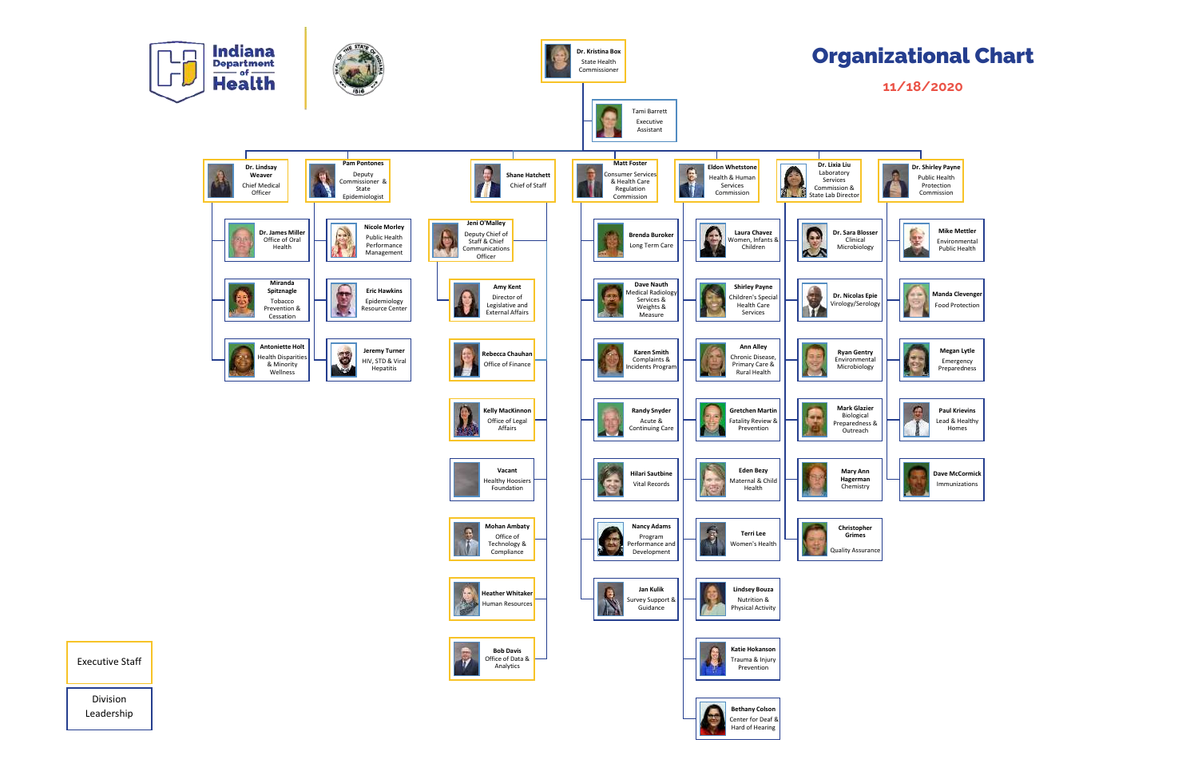Indiana Department of Health

# Organizational Chart

11/18/2020

**Dr. Kristina Box**
State Health Commissioner

**Tami Barrett**
Executive Assistant

**Dr. Lindsay Weaver** — Chief Medical Officer
- **Dr. James Miller** — Office of Oral Health
- **Miranda Spitznagle** — Tobacco Prevention & Cessation
- **Antoniette Holt** — Health Disparities & Minority Wellness

**Pam Pontones** — Deputy Commissioner & State Epidemiologist
- **Nicole Morley** — Public Health Performance Management
- **Eric Hawkins** — Epidemiology Resource Center
- **Jeremy Turner** — HIV, STD & Viral Hepatitis

**Shane Hatchett** — Chief of Staff
- **Jeni O'Malley** — Deputy Chief of Staff & Chief Communications Officer
  - **Amy Kent** — Director of Legislative and External Affairs
- **Rebecca Chauhan** — Office of Finance
- **Kelly MacKinnon** — Office of Legal Affairs
- **Vacant** — Healthy Hoosiers Foundation
- **Mohan Ambaty** — Office of Technology & Compliance
- **Heather Whitaker** — Human Resources
- **Bob Davis** — Office of Data & Analytics

**Matt Foster** — Consumer Services & Health Care Regulation Commission
- **Brenda Buroker** — Long Term Care
- **Dave Nauth** — Medical Radiology Services & Weights & Measure
- **Karen Smith** — Complaints & Incidents Program
- **Randy Snyder** — Acute & Continuing Care
- **Hilari Sautbine** — Vital Records
- **Nancy Adams** — Program Performance and Development
- **Jan Kulik** — Survey Support & Guidance

**Eldon Whetstone** — Health & Human Services Commission
- **Laura Chavez** — Women, Infants & Children
- **Shirley Payne** — Children's Special Health Care Services
- **Ann Alley** — Chronic Disease, Primary Care & Rural Health
- **Gretchen Martin** — Fatality Review & Prevention
- **Eden Bezy** — Maternal & Child Health
- **Terri Lee** — Women's Health
- **Lindsey Bouza** — Nutrition & Physical Activity
- **Katie Hokanson** — Trauma & Injury Prevention
- **Bethany Colson** — Center for Deaf & Hard of Hearing

**Dr. Lixia Liu** — Laboratory Services Commission & State Lab Director
- **Dr. Sara Blosser** — Clinical Microbiology
- **Dr. Nicolas Epie** — Virology/Serology
- **Ryan Gentry** — Environmental Microbiology
- **Mark Glazier** — Biological Preparedness & Outreach
- **Mary Ann Hagerman** — Chemistry
- **Christopher Grimes** — Quality Assurance

**Dr. Shirley Payne** — Public Health Protection Commission
- **Mike Mettler** — Environmental Public Health
- **Manda Clevenger** — Food Protection
- **Megan Lytle** — Emergency Preparedness
- **Paul Krievins** — Lead & Healthy Homes
- **Dave McCormick** — Immunizations

Legend:
- Executive Staff
- Division Leadership